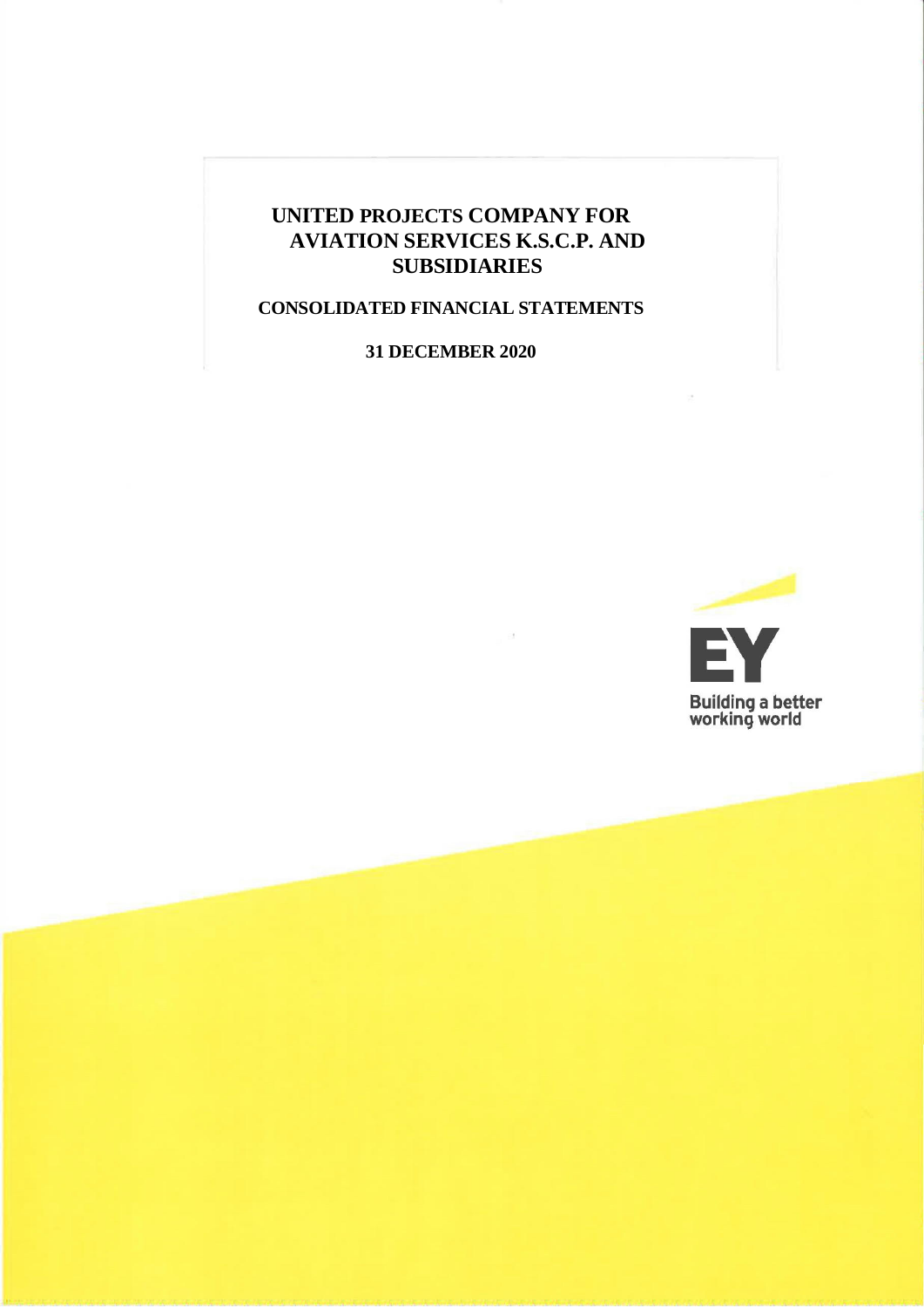# UNITED PROJECTS COMPANY FOR AVIATION SERVICES K.S.C.P. AND SUBSIDIARIES

## CONSOLIDATED FINANCIAL STATEMENTS

### 31 DECEMBER 2020

EY

Building a better working world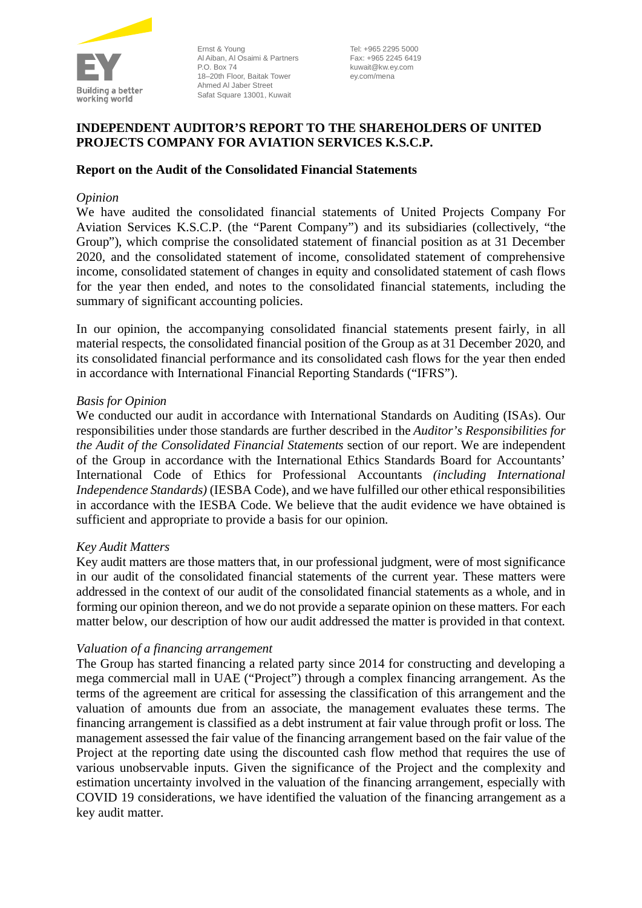Ernst & Young
Al Aiban, Al Osaimi & Partners
P.O. Box 74
18–20th Floor, Baitak Tower
Ahmed Al Jaber Street
Safat Square 13001, Kuwait

Tel: +965 2295 5000
Fax: +965 2245 6419
kuwait@kw.ey.com
ey.com/mena

# INDEPENDENT AUDITOR'S REPORT TO THE SHAREHOLDERS OF UNITED PROJECTS COMPANY FOR AVIATION SERVICES K.S.C.P.

## Report on the Audit of the Consolidated Financial Statements

*Opinion*

We have audited the consolidated financial statements of United Projects Company For Aviation Services K.S.C.P. (the "Parent Company") and its subsidiaries (collectively, "the Group"), which comprise the consolidated statement of financial position as at 31 December 2020, and the consolidated statement of income, consolidated statement of comprehensive income, consolidated statement of changes in equity and consolidated statement of cash flows for the year then ended, and notes to the consolidated financial statements, including the summary of significant accounting policies.

In our opinion, the accompanying consolidated financial statements present fairly, in all material respects, the consolidated financial position of the Group as at 31 December 2020, and its consolidated financial performance and its consolidated cash flows for the year then ended in accordance with International Financial Reporting Standards ("IFRS").

*Basis for Opinion*

We conducted our audit in accordance with International Standards on Auditing (ISAs). Our responsibilities under those standards are further described in the *Auditor's Responsibilities for the Audit of the Consolidated Financial Statements* section of our report. We are independent of the Group in accordance with the International Ethics Standards Board for Accountants' International Code of Ethics for Professional Accountants *(including International Independence Standards)* (IESBA Code), and we have fulfilled our other ethical responsibilities in accordance with the IESBA Code. We believe that the audit evidence we have obtained is sufficient and appropriate to provide a basis for our opinion.

*Key Audit Matters*

Key audit matters are those matters that, in our professional judgment, were of most significance in our audit of the consolidated financial statements of the current year. These matters were addressed in the context of our audit of the consolidated financial statements as a whole, and in forming our opinion thereon, and we do not provide a separate opinion on these matters. For each matter below, our description of how our audit addressed the matter is provided in that context.

*Valuation of a financing arrangement*

The Group has started financing a related party since 2014 for constructing and developing a mega commercial mall in UAE ("Project") through a complex financing arrangement. As the terms of the agreement are critical for assessing the classification of this arrangement and the valuation of amounts due from an associate, the management evaluates these terms. The financing arrangement is classified as a debt instrument at fair value through profit or loss. The management assessed the fair value of the financing arrangement based on the fair value of the Project at the reporting date using the discounted cash flow method that requires the use of various unobservable inputs. Given the significance of the Project and the complexity and estimation uncertainty involved in the valuation of the financing arrangement, especially with COVID 19 considerations, we have identified the valuation of the financing arrangement as a key audit matter.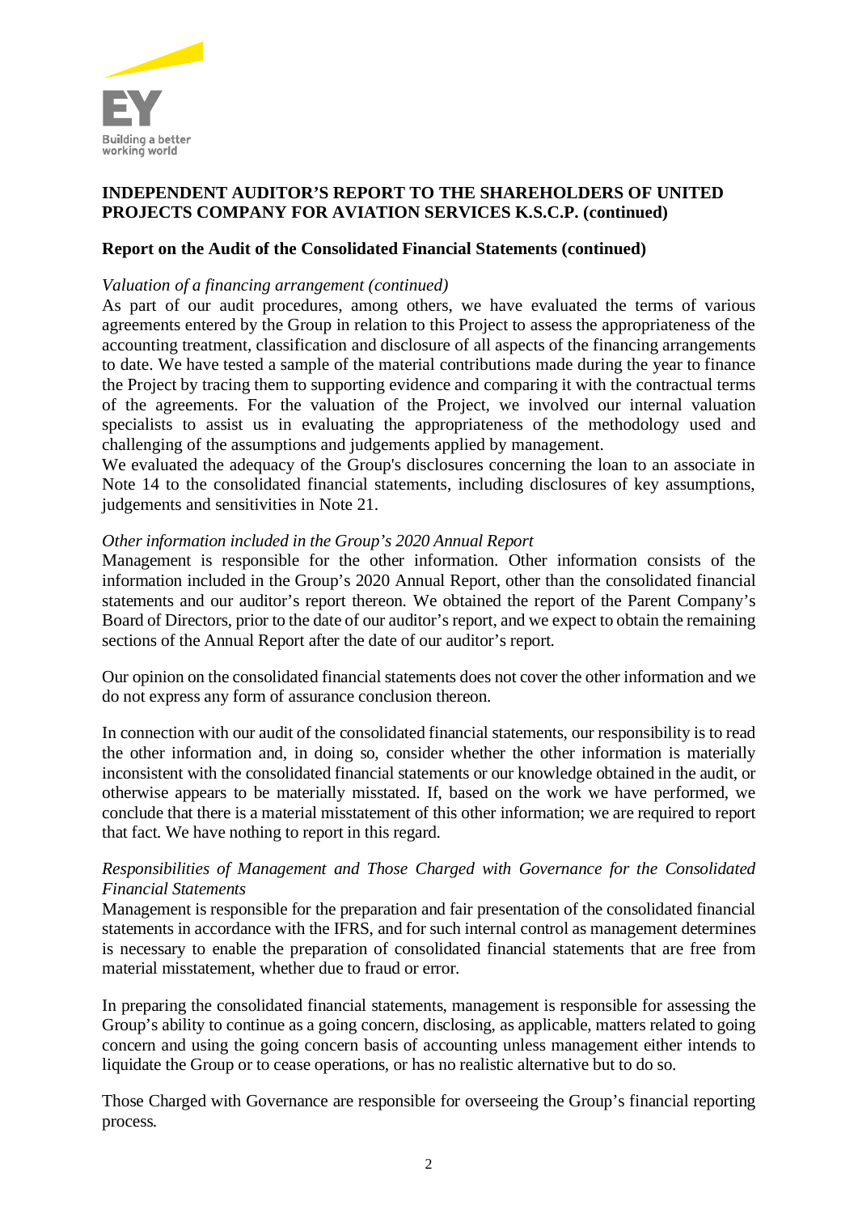**INDEPENDENT AUDITOR'S REPORT TO THE SHAREHOLDERS OF UNITED PROJECTS COMPANY FOR AVIATION SERVICES K.S.C.P. (continued)**

**Report on the Audit of the Consolidated Financial Statements (continued)**

*Valuation of a financing arrangement (continued)*

As part of our audit procedures, among others, we have evaluated the terms of various agreements entered by the Group in relation to this Project to assess the appropriateness of the accounting treatment, classification and disclosure of all aspects of the financing arrangements to date. We have tested a sample of the material contributions made during the year to finance the Project by tracing them to supporting evidence and comparing it with the contractual terms of the agreements. For the valuation of the Project, we involved our internal valuation specialists to assist us in evaluating the appropriateness of the methodology used and challenging of the assumptions and judgements applied by management.

We evaluated the adequacy of the Group's disclosures concerning the loan to an associate in Note 14 to the consolidated financial statements, including disclosures of key assumptions, judgements and sensitivities in Note 21.

*Other information included in the Group's 2020 Annual Report*

Management is responsible for the other information. Other information consists of the information included in the Group's 2020 Annual Report, other than the consolidated financial statements and our auditor's report thereon. We obtained the report of the Parent Company's Board of Directors, prior to the date of our auditor's report, and we expect to obtain the remaining sections of the Annual Report after the date of our auditor's report.

Our opinion on the consolidated financial statements does not cover the other information and we do not express any form of assurance conclusion thereon.

In connection with our audit of the consolidated financial statements, our responsibility is to read the other information and, in doing so, consider whether the other information is materially inconsistent with the consolidated financial statements or our knowledge obtained in the audit, or otherwise appears to be materially misstated. If, based on the work we have performed, we conclude that there is a material misstatement of this other information; we are required to report that fact. We have nothing to report in this regard.

*Responsibilities of Management and Those Charged with Governance for the Consolidated Financial Statements*

Management is responsible for the preparation and fair presentation of the consolidated financial statements in accordance with the IFRS, and for such internal control as management determines is necessary to enable the preparation of consolidated financial statements that are free from material misstatement, whether due to fraud or error.

In preparing the consolidated financial statements, management is responsible for assessing the Group's ability to continue as a going concern, disclosing, as applicable, matters related to going concern and using the going concern basis of accounting unless management either intends to liquidate the Group or to cease operations, or has no realistic alternative but to do so.

Those Charged with Governance are responsible for overseeing the Group's financial reporting process.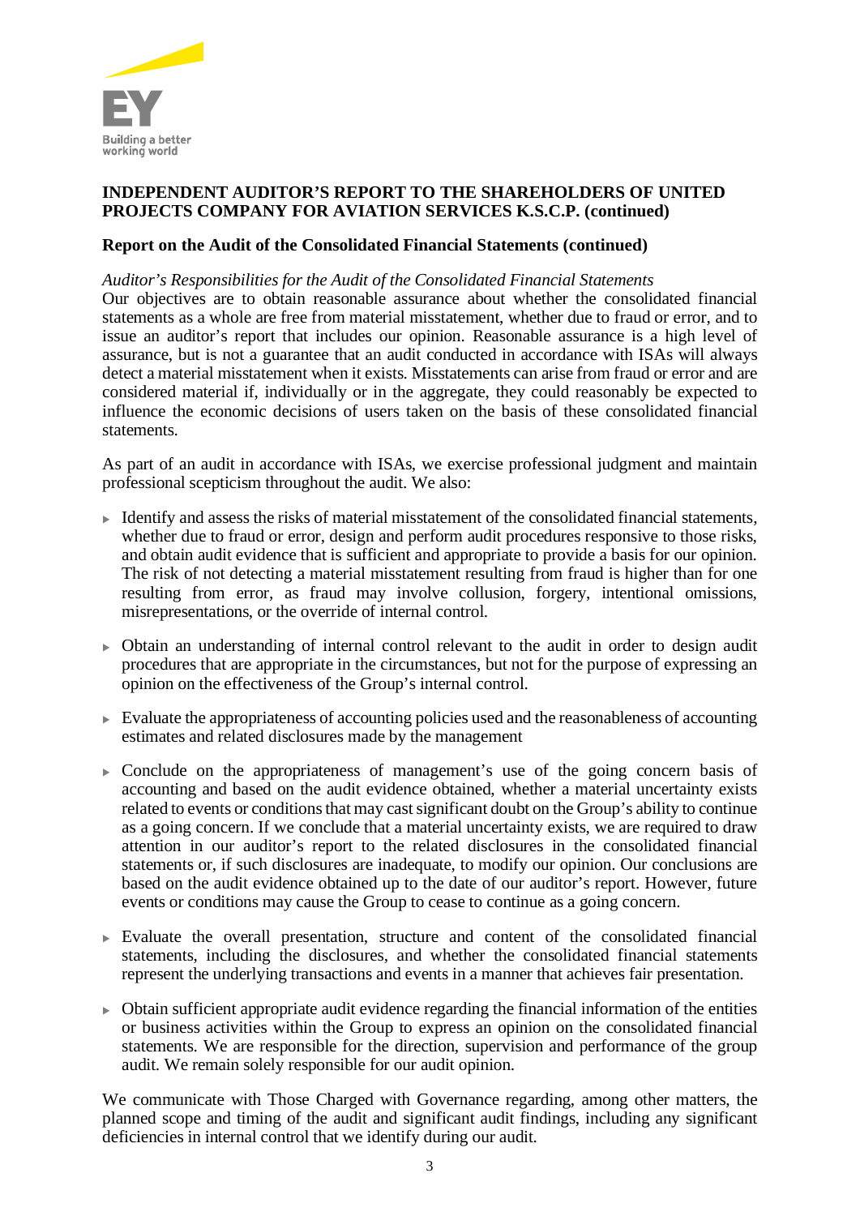**INDEPENDENT AUDITOR'S REPORT TO THE SHAREHOLDERS OF UNITED PROJECTS COMPANY FOR AVIATION SERVICES K.S.C.P. (continued)**

**Report on the Audit of the Consolidated Financial Statements (continued)**

*Auditor's Responsibilities for the Audit of the Consolidated Financial Statements*

Our objectives are to obtain reasonable assurance about whether the consolidated financial statements as a whole are free from material misstatement, whether due to fraud or error, and to issue an auditor's report that includes our opinion. Reasonable assurance is a high level of assurance, but is not a guarantee that an audit conducted in accordance with ISAs will always detect a material misstatement when it exists. Misstatements can arise from fraud or error and are considered material if, individually or in the aggregate, they could reasonably be expected to influence the economic decisions of users taken on the basis of these consolidated financial statements.

As part of an audit in accordance with ISAs, we exercise professional judgment and maintain professional scepticism throughout the audit. We also:

- Identify and assess the risks of material misstatement of the consolidated financial statements, whether due to fraud or error, design and perform audit procedures responsive to those risks, and obtain audit evidence that is sufficient and appropriate to provide a basis for our opinion. The risk of not detecting a material misstatement resulting from fraud is higher than for one resulting from error, as fraud may involve collusion, forgery, intentional omissions, misrepresentations, or the override of internal control.

- Obtain an understanding of internal control relevant to the audit in order to design audit procedures that are appropriate in the circumstances, but not for the purpose of expressing an opinion on the effectiveness of the Group's internal control.

- Evaluate the appropriateness of accounting policies used and the reasonableness of accounting estimates and related disclosures made by the management

- Conclude on the appropriateness of management's use of the going concern basis of accounting and based on the audit evidence obtained, whether a material uncertainty exists related to events or conditions that may cast significant doubt on the Group's ability to continue as a going concern. If we conclude that a material uncertainty exists, we are required to draw attention in our auditor's report to the related disclosures in the consolidated financial statements or, if such disclosures are inadequate, to modify our opinion. Our conclusions are based on the audit evidence obtained up to the date of our auditor's report. However, future events or conditions may cause the Group to cease to continue as a going concern.

- Evaluate the overall presentation, structure and content of the consolidated financial statements, including the disclosures, and whether the consolidated financial statements represent the underlying transactions and events in a manner that achieves fair presentation.

- Obtain sufficient appropriate audit evidence regarding the financial information of the entities or business activities within the Group to express an opinion on the consolidated financial statements. We are responsible for the direction, supervision and performance of the group audit. We remain solely responsible for our audit opinion.

We communicate with Those Charged with Governance regarding, among other matters, the planned scope and timing of the audit and significant audit findings, including any significant deficiencies in internal control that we identify during our audit.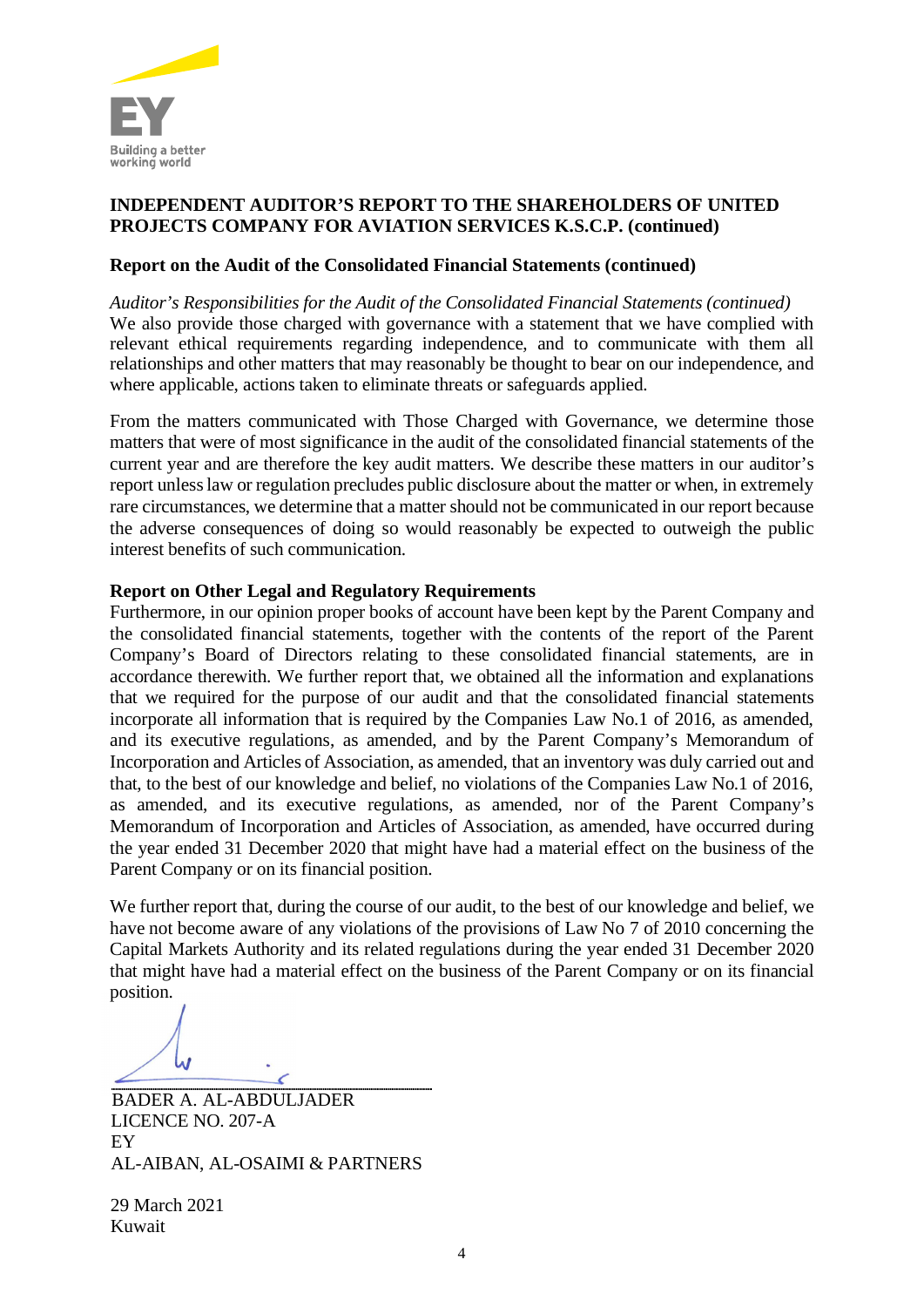## INDEPENDENT AUDITOR'S REPORT TO THE SHAREHOLDERS OF UNITED PROJECTS COMPANY FOR AVIATION SERVICES K.S.C.P. (continued)

### Report on the Audit of the Consolidated Financial Statements (continued)

*Auditor's Responsibilities for the Audit of the Consolidated Financial Statements (continued)*

We also provide those charged with governance with a statement that we have complied with relevant ethical requirements regarding independence, and to communicate with them all relationships and other matters that may reasonably be thought to bear on our independence, and where applicable, actions taken to eliminate threats or safeguards applied.

From the matters communicated with Those Charged with Governance, we determine those matters that were of most significance in the audit of the consolidated financial statements of the current year and are therefore the key audit matters. We describe these matters in our auditor's report unless law or regulation precludes public disclosure about the matter or when, in extremely rare circumstances, we determine that a matter should not be communicated in our report because the adverse consequences of doing so would reasonably be expected to outweigh the public interest benefits of such communication.

### Report on Other Legal and Regulatory Requirements

Furthermore, in our opinion proper books of account have been kept by the Parent Company and the consolidated financial statements, together with the contents of the report of the Parent Company's Board of Directors relating to these consolidated financial statements, are in accordance therewith. We further report that, we obtained all the information and explanations that we required for the purpose of our audit and that the consolidated financial statements incorporate all information that is required by the Companies Law No.1 of 2016, as amended, and its executive regulations, as amended, and by the Parent Company's Memorandum of Incorporation and Articles of Association, as amended, that an inventory was duly carried out and that, to the best of our knowledge and belief, no violations of the Companies Law No.1 of 2016, as amended, and its executive regulations, as amended, nor of the Parent Company's Memorandum of Incorporation and Articles of Association, as amended, have occurred during the year ended 31 December 2020 that might have had a material effect on the business of the Parent Company or on its financial position.

We further report that, during the course of our audit, to the best of our knowledge and belief, we have not become aware of any violations of the provisions of Law No 7 of 2010 concerning the Capital Markets Authority and its related regulations during the year ended 31 December 2020 that might have had a material effect on the business of the Parent Company or on its financial position.

BADER A. AL-ABDULJADER
LICENCE NO. 207-A
EY
AL-AIBAN, AL-OSAIMI & PARTNERS

29 March 2021
Kuwait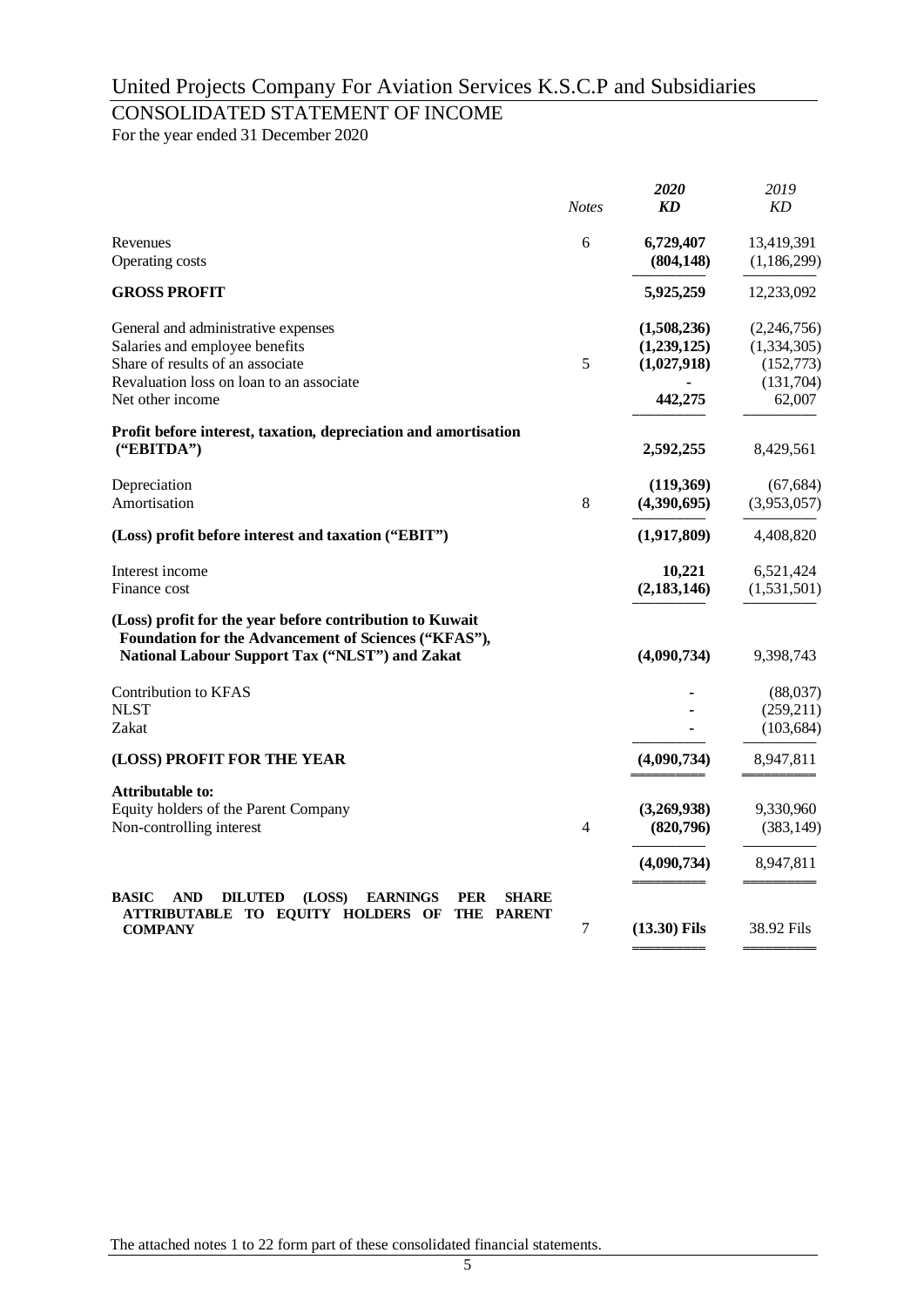# United Projects Company For Aviation Services K.S.C.P and Subsidiaries

## CONSOLIDATED STATEMENT OF INCOME

For the year ended 31 December 2020

| | Notes | 2020 KD | 2019 KD |
|---|---|---|---|
| Revenues | 6 | **6,729,407** | 13,419,391 |
| Operating costs | | **(804,148)** | (1,186,299) |
| **GROSS PROFIT** | | **5,925,259** | 12,233,092 |
| General and administrative expenses | | **(1,508,236)** | (2,246,756) |
| Salaries and employee benefits | | **(1,239,125)** | (1,334,305) |
| Share of results of an associate | 5 | **(1,027,918)** | (152,773) |
| Revaluation loss on loan to an associate | | **-** | (131,704) |
| Net other income | | **442,275** | 62,007 |
| **Profit before interest, taxation, depreciation and amortisation ("EBITDA")** | | **2,592,255** | 8,429,561 |
| Depreciation | | **(119,369)** | (67,684) |
| Amortisation | 8 | **(4,390,695)** | (3,953,057) |
| **(Loss) profit before interest and taxation ("EBIT")** | | **(1,917,809)** | 4,408,820 |
| Interest income | | **10,221** | 6,521,424 |
| Finance cost | | **(2,183,146)** | (1,531,501) |
| **(Loss) profit for the year before contribution to Kuwait Foundation for the Advancement of Sciences ("KFAS"), National Labour Support Tax ("NLST") and Zakat** | | **(4,090,734)** | 9,398,743 |
| Contribution to KFAS | | **-** | (88,037) |
| NLST | | **-** | (259,211) |
| Zakat | | **-** | (103,684) |
| **(LOSS) PROFIT FOR THE YEAR** | | **(4,090,734)** | 8,947,811 |
| **Attributable to:** | | | |
| Equity holders of the Parent Company | | **(3,269,938)** | 9,330,960 |
| Non-controlling interest | 4 | **(820,796)** | (383,149) |
| | | **(4,090,734)** | 8,947,811 |
| **BASIC AND DILUTED (LOSS) EARNINGS PER SHARE ATTRIBUTABLE TO EQUITY HOLDERS OF THE PARENT COMPANY** | 7 | **(13.30) Fils** | 38.92 Fils |

The attached notes 1 to 22 form part of these consolidated financial statements.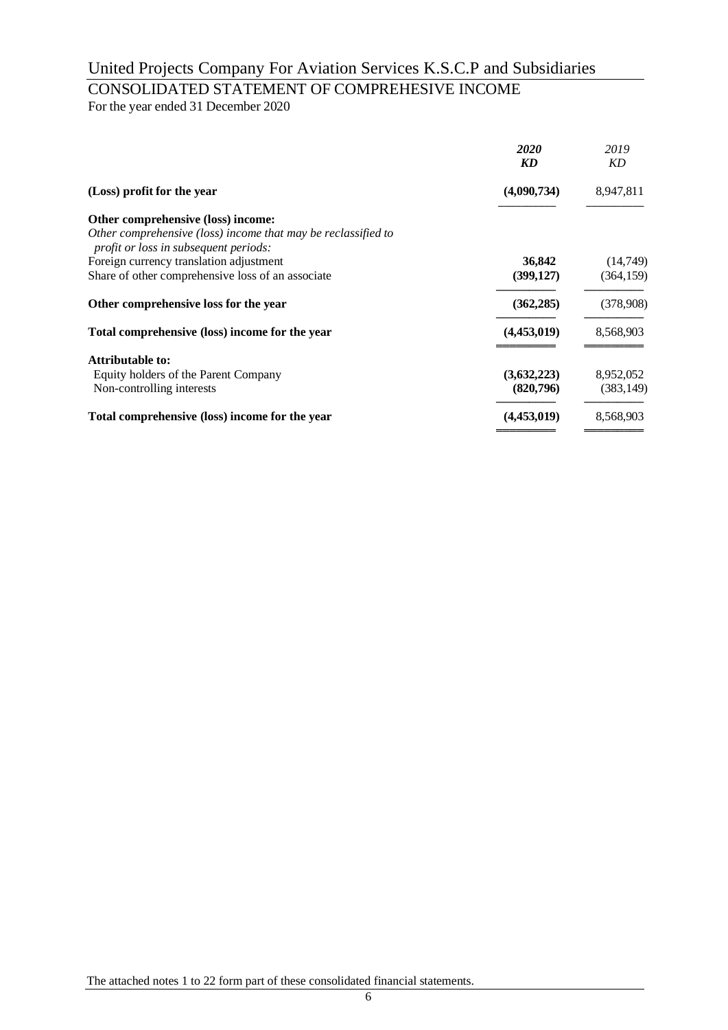# United Projects Company For Aviation Services K.S.C.P and Subsidiaries

## CONSOLIDATED STATEMENT OF COMPREHENSIVE INCOME

For the year ended 31 December 2020

| | ***2020*** | *2019* |
|---|---|---|
| | ***KD*** | *KD* |
| **(Loss) profit for the year** | **(4,090,734)** | 8,947,811 |
| **Other comprehensive (loss) income:** | | |
| *Other comprehensive (loss) income that may be reclassified to profit or loss in subsequent periods:* | | |
| Foreign currency translation adjustment | **36,842** | (14,749) |
| Share of other comprehensive loss of an associate | **(399,127)** | (364,159) |
| **Other comprehensive loss for the year** | **(362,285)** | (378,908) |
| **Total comprehensive (loss) income for the year** | **(4,453,019)** | 8,568,903 |
| **Attributable to:** | | |
| Equity holders of the Parent Company | **(3,632,223)** | 8,952,052 |
| Non-controlling interests | **(820,796)** | (383,149) |
| **Total comprehensive (loss) income for the year** | **(4,453,019)** | 8,568,903 |

The attached notes 1 to 22 form part of these consolidated financial statements.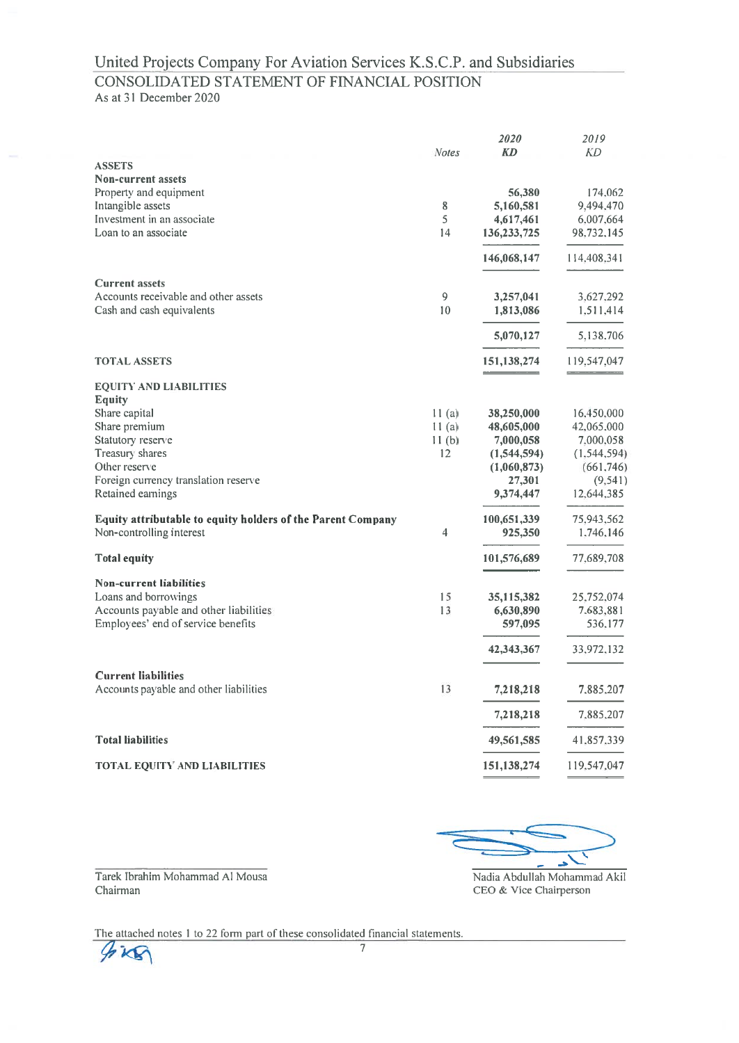# United Projects Company For Aviation Services K.S.C.P. and Subsidiaries

## CONSOLIDATED STATEMENT OF FINANCIAL POSITION

As at 31 December 2020

| | Notes | 2020 KD | 2019 KD |
|---|---|---|---|
| **ASSETS** | | | |
| **Non-current assets** | | | |
| Property and equipment | | **56,380** | 174,062 |
| Intangible assets | 8 | **5,160,581** | 9,494,470 |
| Investment in an associate | 5 | **4,617,461** | 6,007,664 |
| Loan to an associate | 14 | **136,233,725** | 98,732,145 |
| | | **146,068,147** | 114,408,341 |
| **Current assets** | | | |
| Accounts receivable and other assets | 9 | **3,257,041** | 3,627,292 |
| Cash and cash equivalents | 10 | **1,813,086** | 1,511,414 |
| | | **5,070,127** | 5,138,706 |
| **TOTAL ASSETS** | | **151,138,274** | 119,547,047 |
| **EQUITY AND LIABILITIES** | | | |
| **Equity** | | | |
| Share capital | 11 (a) | **38,250,000** | 16,450,000 |
| Share premium | 11 (a) | **48,605,000** | 42,065,000 |
| Statutory reserve | 11 (b) | **7,000,058** | 7,000,058 |
| Treasury shares | 12 | **(1,544,594)** | (1,544,594) |
| Other reserve | | **(1,060,873)** | (661,746) |
| Foreign currency translation reserve | | **27,301** | (9,541) |
| Retained earnings | | **9,374,447** | 12,644,385 |
| **Equity attributable to equity holders of the Parent Company** | | **100,651,339** | 75,943,562 |
| Non-controlling interest | 4 | **925,350** | 1,746,146 |
| **Total equity** | | **101,576,689** | 77,689,708 |
| **Non-current liabilities** | | | |
| Loans and borrowings | 15 | **35,115,382** | 25,752,074 |
| Accounts payable and other liabilities | 13 | **6,630,890** | 7,683,881 |
| Employees' end of service benefits | | **597,095** | 536,177 |
| | | **42,343,367** | 33,972,132 |
| **Current liabilities** | | | |
| Accounts payable and other liabilities | 13 | **7,218,218** | 7,885,207 |
| | | **7,218,218** | 7,885,207 |
| **Total liabilities** | | **49,561,585** | 41,857,339 |
| **TOTAL EQUITY AND LIABILITIES** | | **151,138,274** | 119,547,047 |

Tarek Ibrahim Mohammad Al Mousa
Chairman

Nadia Abdullah Mohammad Akil
CEO & Vice Chairperson

The attached notes 1 to 22 form part of these consolidated financial statements.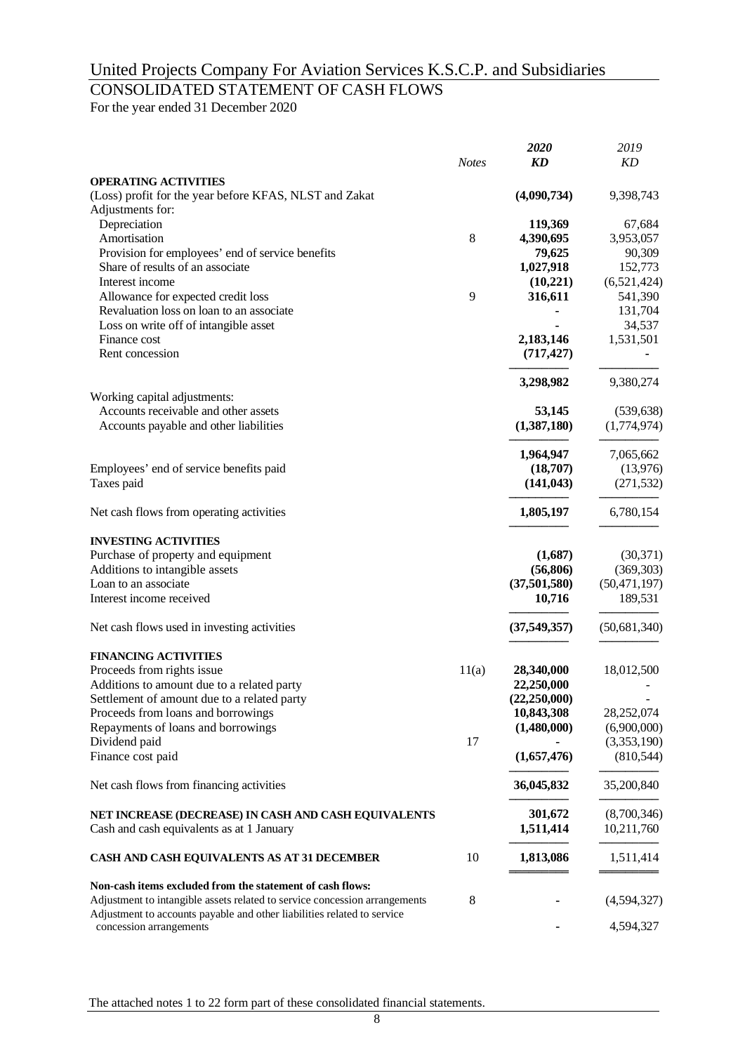# United Projects Company For Aviation Services K.S.C.P. and Subsidiaries

## CONSOLIDATED STATEMENT OF CASH FLOWS

For the year ended 31 December 2020

| | *Notes* | ***2020*** ***KD*** | *2019* *KD* |
|---|---|---|---|
| **OPERATING ACTIVITIES** | | | |
| (Loss) profit for the year before KFAS, NLST and Zakat | | **(4,090,734)** | 9,398,743 |
| Adjustments for: | | | |
| Depreciation | | **119,369** | 67,684 |
| Amortisation | 8 | **4,390,695** | 3,953,057 |
| Provision for employees' end of service benefits | | **79,625** | 90,309 |
| Share of results of an associate | | **1,027,918** | 152,773 |
| Interest income | | **(10,221)** | (6,521,424) |
| Allowance for expected credit loss | 9 | **316,611** | 541,390 |
| Revaluation loss on loan to an associate | | **-** | 131,704 |
| Loss on write off of intangible asset | | **-** | 34,537 |
| Finance cost | | **2,183,146** | 1,531,501 |
| Rent concession | | **(717,427)** | - |
| | | **3,298,982** | 9,380,274 |
| Working capital adjustments: | | | |
| Accounts receivable and other assets | | **53,145** | (539,638) |
| Accounts payable and other liabilities | | **(1,387,180)** | (1,774,974) |
| | | **1,964,947** | 7,065,662 |
| Employees' end of service benefits paid | | **(18,707)** | (13,976) |
| Taxes paid | | **(141,043)** | (271,532) |
| Net cash flows from operating activities | | **1,805,197** | 6,780,154 |
| **INVESTING ACTIVITIES** | | | |
| Purchase of property and equipment | | **(1,687)** | (30,371) |
| Additions to intangible assets | | **(56,806)** | (369,303) |
| Loan to an associate | | **(37,501,580)** | (50,471,197) |
| Interest income received | | **10,716** | 189,531 |
| Net cash flows used in investing activities | | **(37,549,357)** | (50,681,340) |
| **FINANCING ACTIVITIES** | | | |
| Proceeds from rights issue | 11(a) | **28,340,000** | 18,012,500 |
| Additions to amount due to a related party | | **22,250,000** | - |
| Settlement of amount due to a related party | | **(22,250,000)** | - |
| Proceeds from loans and borrowings | | **10,843,308** | 28,252,074 |
| Repayments of loans and borrowings | | **(1,480,000)** | (6,900,000) |
| Dividend paid | 17 | **-** | (3,353,190) |
| Finance cost paid | | **(1,657,476)** | (810,544) |
| Net cash flows from financing activities | | **36,045,832** | 35,200,840 |
| **NET INCREASE (DECREASE) IN CASH AND CASH EQUIVALENTS** | | **301,672** | (8,700,346) |
| Cash and cash equivalents as at 1 January | | **1,511,414** | 10,211,760 |
| **CASH AND CASH EQUIVALENTS AS AT 31 DECEMBER** | 10 | **1,813,086** | 1,511,414 |
| **Non-cash items excluded from the statement of cash flows:** | | | |
| Adjustment to intangible assets related to service concession arrangements | 8 | **-** | (4,594,327) |
| Adjustment to accounts payable and other liabilities related to service concession arrangements | | **-** | 4,594,327 |

The attached notes 1 to 22 form part of these consolidated financial statements.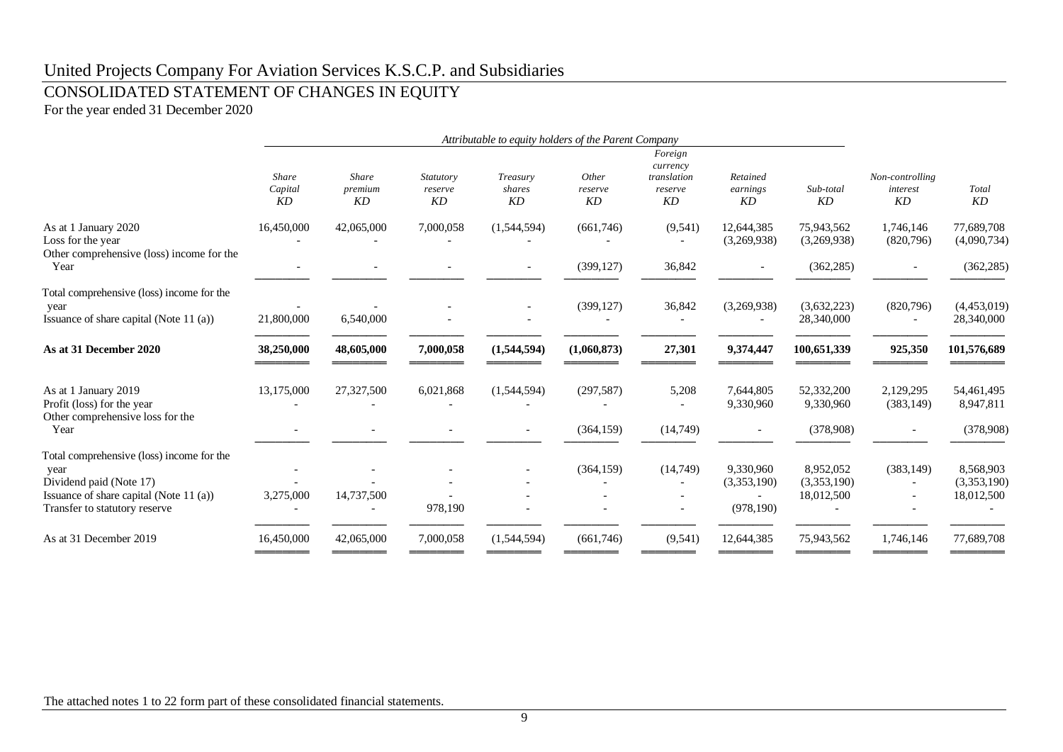# United Projects Company For Aviation Services K.S.C.P. and Subsidiaries

## CONSOLIDATED STATEMENT OF CHANGES IN EQUITY

For the year ended 31 December 2020

| | *Attributable to equity holders of the Parent Company* | | | | | | | | | |
|---|---|---|---|---|---|---|---|---|---|---|
| | *Share Capital* *KD* | *Share premium* *KD* | *Statutory reserve* *KD* | *Treasury shares* *KD* | *Other reserve* *KD* | *Foreign currency translation reserve* *KD* | *Retained earnings* *KD* | *Sub-total* *KD* | *Non-controlling interest* *KD* | *Total* *KD* |
| As at 1 January 2020 | 16,450,000 | 42,065,000 | 7,000,058 | (1,544,594) | (661,746) | (9,541) | 12,644,385 | 75,943,562 | 1,746,146 | 77,689,708 |
| Loss for the year | - | - | - | - | - | - | (3,269,938) | (3,269,938) | (820,796) | (4,090,734) |
| Other comprehensive (loss) income for the Year | - | - | - | - | (399,127) | 36,842 | - | (362,285) | - | (362,285) |
| Total comprehensive (loss) income for the year | - | - | - | - | (399,127) | 36,842 | (3,269,938) | (3,632,223) | (820,796) | (4,453,019) |
| Issuance of share capital (Note 11 (a)) | 21,800,000 | 6,540,000 | - | - | - | - | - | 28,340,000 | - | 28,340,000 |
| **As at 31 December 2020** | **38,250,000** | **48,605,000** | **7,000,058** | **(1,544,594)** | **(1,060,873)** | **27,301** | **9,374,447** | **100,651,339** | **925,350** | **101,576,689** |
| As at 1 January 2019 | 13,175,000 | 27,327,500 | 6,021,868 | (1,544,594) | (297,587) | 5,208 | 7,644,805 | 52,332,200 | 2,129,295 | 54,461,495 |
| Profit (loss) for the year | - | - | - | - | - | - | 9,330,960 | 9,330,960 | (383,149) | 8,947,811 |
| Other comprehensive loss for the Year | - | - | - | - | (364,159) | (14,749) | - | (378,908) | - | (378,908) |
| Total comprehensive (loss) income for the year | - | - | - | - | (364,159) | (14,749) | 9,330,960 | 8,952,052 | (383,149) | 8,568,903 |
| Dividend paid (Note 17) | - | - | - | - | - | - | (3,353,190) | (3,353,190) | - | (3,353,190) |
| Issuance of share capital (Note 11 (a)) | 3,275,000 | 14,737,500 | - | - | - | - | - | 18,012,500 | - | 18,012,500 |
| Transfer to statutory reserve | - | - | 978,190 | - | - | - | (978,190) | - | - | - |
| As at 31 December 2019 | 16,450,000 | 42,065,000 | 7,000,058 | (1,544,594) | (661,746) | (9,541) | 12,644,385 | 75,943,562 | 1,746,146 | 77,689,708 |

The attached notes 1 to 22 form part of these consolidated financial statements.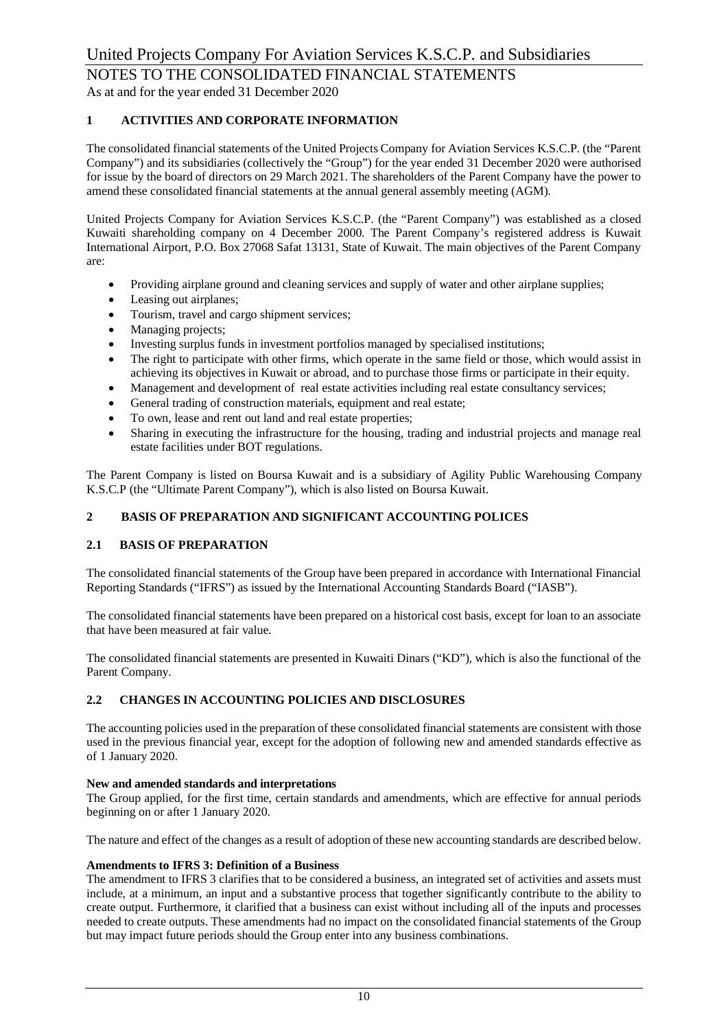## 1 ACTIVITIES AND CORPORATE INFORMATION

The consolidated financial statements of the United Projects Company for Aviation Services K.S.C.P. (the "Parent Company") and its subsidiaries (collectively the "Group") for the year ended 31 December 2020 were authorised for issue by the board of directors on 29 March 2021. The shareholders of the Parent Company have the power to amend these consolidated financial statements at the annual general assembly meeting (AGM).

United Projects Company for Aviation Services K.S.C.P. (the "Parent Company") was established as a closed Kuwaiti shareholding company on 4 December 2000. The Parent Company's registered address is Kuwait International Airport, P.O. Box 27068 Safat 13131, State of Kuwait. The main objectives of the Parent Company are:

- Providing airplane ground and cleaning services and supply of water and other airplane supplies;
- Leasing out airplanes;
- Tourism, travel and cargo shipment services;
- Managing projects;
- Investing surplus funds in investment portfolios managed by specialised institutions;
- The right to participate with other firms, which operate in the same field or those, which would assist in achieving its objectives in Kuwait or abroad, and to purchase those firms or participate in their equity.
- Management and development of real estate activities including real estate consultancy services;
- General trading of construction materials, equipment and real estate;
- To own, lease and rent out land and real estate properties;
- Sharing in executing the infrastructure for the housing, trading and industrial projects and manage real estate facilities under BOT regulations.

The Parent Company is listed on Boursa Kuwait and is a subsidiary of Agility Public Warehousing Company K.S.C.P (the "Ultimate Parent Company"), which is also listed on Boursa Kuwait.

## 2 BASIS OF PREPARATION AND SIGNIFICANT ACCOUNTING POLICES

### 2.1 BASIS OF PREPARATION

The consolidated financial statements of the Group have been prepared in accordance with International Financial Reporting Standards ("IFRS") as issued by the International Accounting Standards Board ("IASB").

The consolidated financial statements have been prepared on a historical cost basis, except for loan to an associate that have been measured at fair value.

The consolidated financial statements are presented in Kuwaiti Dinars ("KD"), which is also the functional of the Parent Company.

### 2.2 CHANGES IN ACCOUNTING POLICIES AND DISCLOSURES

The accounting policies used in the preparation of these consolidated financial statements are consistent with those used in the previous financial year, except for the adoption of following new and amended standards effective as of 1 January 2020.

**New and amended standards and interpretations**

The Group applied, for the first time, certain standards and amendments, which are effective for annual periods beginning on or after 1 January 2020.

The nature and effect of the changes as a result of adoption of these new accounting standards are described below.

**Amendments to IFRS 3: Definition of a Business**

The amendment to IFRS 3 clarifies that to be considered a business, an integrated set of activities and assets must include, at a minimum, an input and a substantive process that together significantly contribute to the ability to create output. Furthermore, it clarified that a business can exist without including all of the inputs and processes needed to create outputs. These amendments had no impact on the consolidated financial statements of the Group but may impact future periods should the Group enter into any business combinations.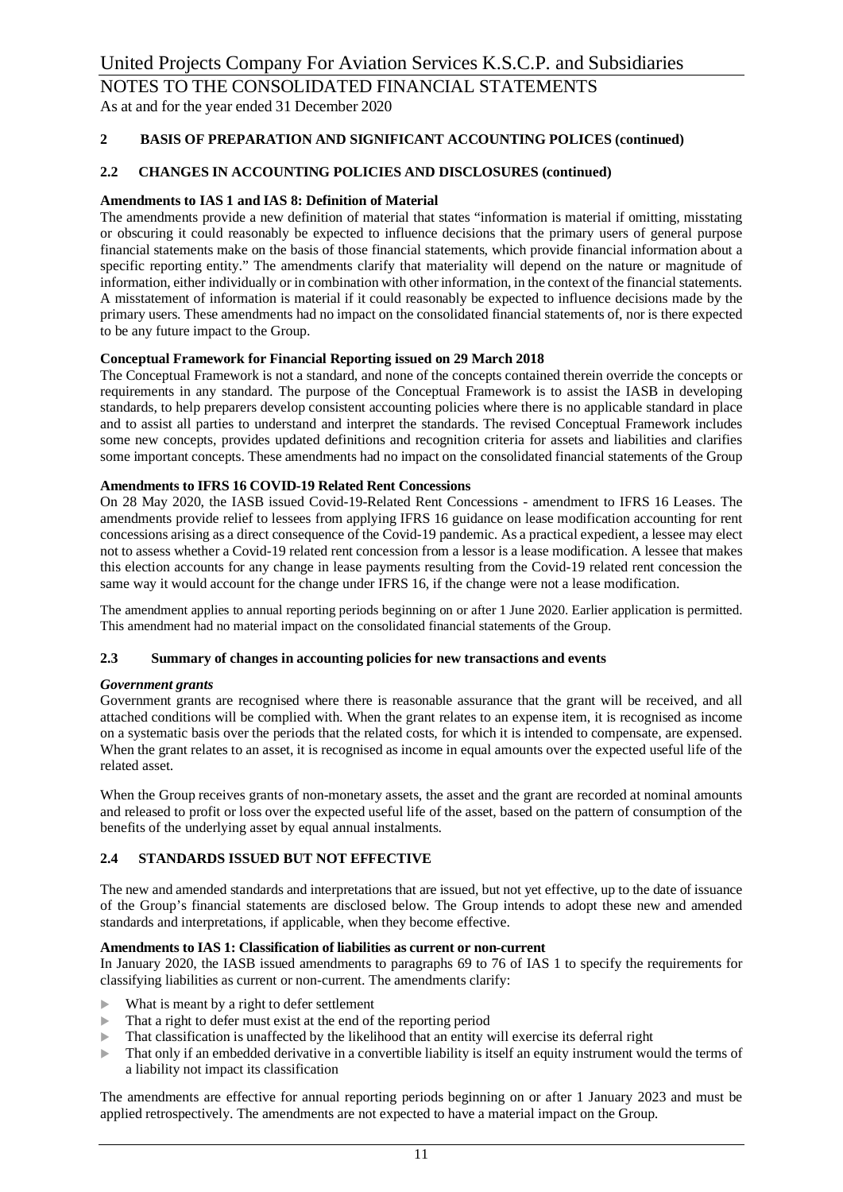## 2 BASIS OF PREPARATION AND SIGNIFICANT ACCOUNTING POLICES (continued)

### 2.2 CHANGES IN ACCOUNTING POLICIES AND DISCLOSURES (continued)

**Amendments to IAS 1 and IAS 8: Definition of Material**

The amendments provide a new definition of material that states "information is material if omitting, misstating or obscuring it could reasonably be expected to influence decisions that the primary users of general purpose financial statements make on the basis of those financial statements, which provide financial information about a specific reporting entity." The amendments clarify that materiality will depend on the nature or magnitude of information, either individually or in combination with other information, in the context of the financial statements. A misstatement of information is material if it could reasonably be expected to influence decisions made by the primary users. These amendments had no impact on the consolidated financial statements of, nor is there expected to be any future impact to the Group.

**Conceptual Framework for Financial Reporting issued on 29 March 2018**

The Conceptual Framework is not a standard, and none of the concepts contained therein override the concepts or requirements in any standard. The purpose of the Conceptual Framework is to assist the IASB in developing standards, to help preparers develop consistent accounting policies where there is no applicable standard in place and to assist all parties to understand and interpret the standards. The revised Conceptual Framework includes some new concepts, provides updated definitions and recognition criteria for assets and liabilities and clarifies some important concepts. These amendments had no impact on the consolidated financial statements of the Group

**Amendments to IFRS 16 COVID-19 Related Rent Concessions**

On 28 May 2020, the IASB issued Covid-19-Related Rent Concessions - amendment to IFRS 16 Leases. The amendments provide relief to lessees from applying IFRS 16 guidance on lease modification accounting for rent concessions arising as a direct consequence of the Covid-19 pandemic. As a practical expedient, a lessee may elect not to assess whether a Covid-19 related rent concession from a lessor is a lease modification. A lessee that makes this election accounts for any change in lease payments resulting from the Covid-19 related rent concession the same way it would account for the change under IFRS 16, if the change were not a lease modification.

The amendment applies to annual reporting periods beginning on or after 1 June 2020. Earlier application is permitted. This amendment had no material impact on the consolidated financial statements of the Group.

### 2.3 Summary of changes in accounting policies for new transactions and events

***Government grants***

Government grants are recognised where there is reasonable assurance that the grant will be received, and all attached conditions will be complied with. When the grant relates to an expense item, it is recognised as income on a systematic basis over the periods that the related costs, for which it is intended to compensate, are expensed. When the grant relates to an asset, it is recognised as income in equal amounts over the expected useful life of the related asset.

When the Group receives grants of non-monetary assets, the asset and the grant are recorded at nominal amounts and released to profit or loss over the expected useful life of the asset, based on the pattern of consumption of the benefits of the underlying asset by equal annual instalments.

### 2.4 STANDARDS ISSUED BUT NOT EFFECTIVE

The new and amended standards and interpretations that are issued, but not yet effective, up to the date of issuance of the Group's financial statements are disclosed below. The Group intends to adopt these new and amended standards and interpretations, if applicable, when they become effective.

**Amendments to IAS 1: Classification of liabilities as current or non-current**

In January 2020, the IASB issued amendments to paragraphs 69 to 76 of IAS 1 to specify the requirements for classifying liabilities as current or non-current. The amendments clarify:

- What is meant by a right to defer settlement
- That a right to defer must exist at the end of the reporting period
- That classification is unaffected by the likelihood that an entity will exercise its deferral right
- That only if an embedded derivative in a convertible liability is itself an equity instrument would the terms of a liability not impact its classification

The amendments are effective for annual reporting periods beginning on or after 1 January 2023 and must be applied retrospectively. The amendments are not expected to have a material impact on the Group.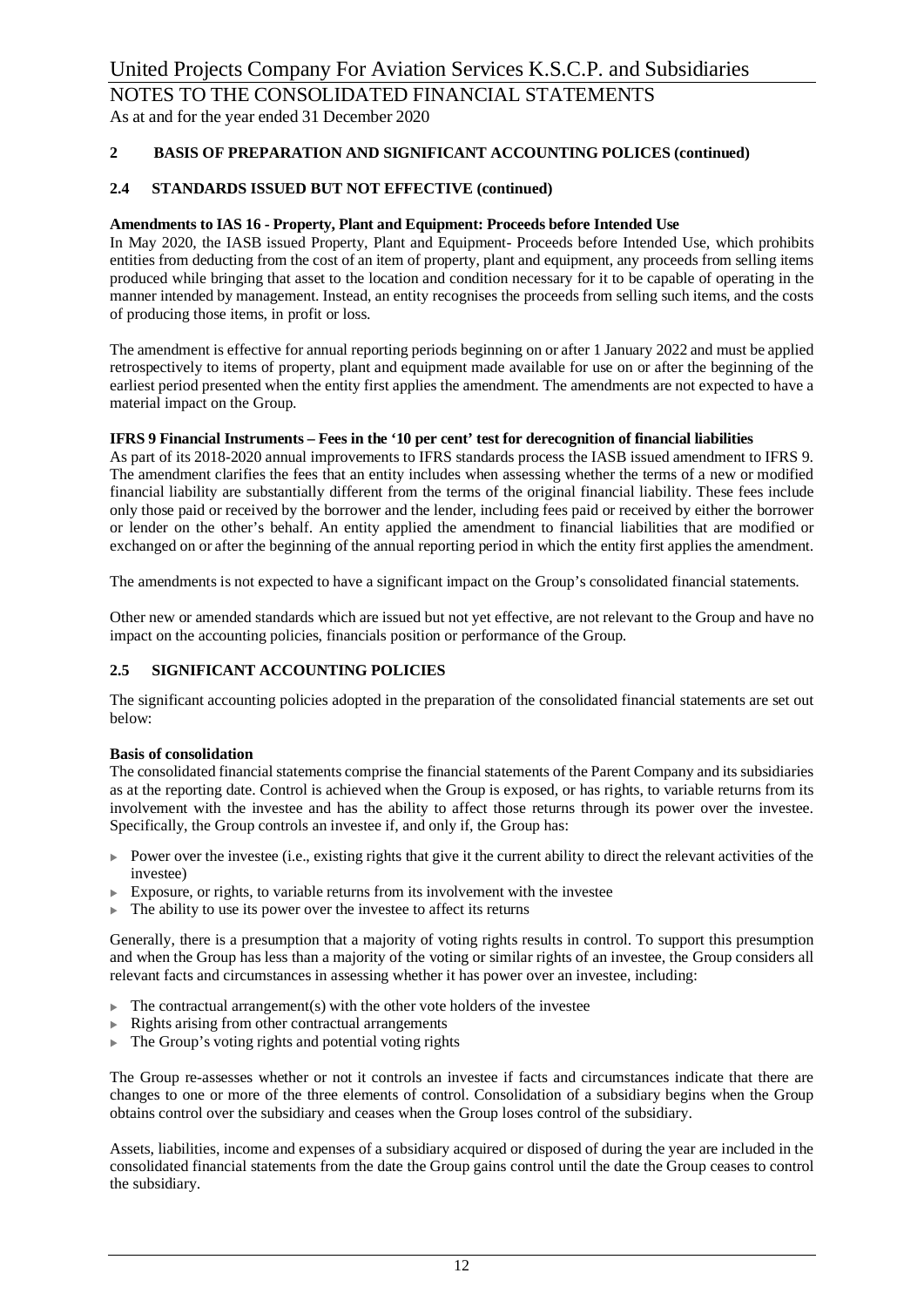## 2 BASIS OF PREPARATION AND SIGNIFICANT ACCOUNTING POLICES (continued)

### 2.4 STANDARDS ISSUED BUT NOT EFFECTIVE (continued)

**Amendments to IAS 16 - Property, Plant and Equipment: Proceeds before Intended Use**

In May 2020, the IASB issued Property, Plant and Equipment- Proceeds before Intended Use, which prohibits entities from deducting from the cost of an item of property, plant and equipment, any proceeds from selling items produced while bringing that asset to the location and condition necessary for it to be capable of operating in the manner intended by management. Instead, an entity recognises the proceeds from selling such items, and the costs of producing those items, in profit or loss.

The amendment is effective for annual reporting periods beginning on or after 1 January 2022 and must be applied retrospectively to items of property, plant and equipment made available for use on or after the beginning of the earliest period presented when the entity first applies the amendment. The amendments are not expected to have a material impact on the Group.

**IFRS 9 Financial Instruments – Fees in the '10 per cent' test for derecognition of financial liabilities**

As part of its 2018-2020 annual improvements to IFRS standards process the IASB issued amendment to IFRS 9. The amendment clarifies the fees that an entity includes when assessing whether the terms of a new or modified financial liability are substantially different from the terms of the original financial liability. These fees include only those paid or received by the borrower and the lender, including fees paid or received by either the borrower or lender on the other's behalf. An entity applied the amendment to financial liabilities that are modified or exchanged on or after the beginning of the annual reporting period in which the entity first applies the amendment.

The amendments is not expected to have a significant impact on the Group's consolidated financial statements.

Other new or amended standards which are issued but not yet effective, are not relevant to the Group and have no impact on the accounting policies, financials position or performance of the Group.

### 2.5 SIGNIFICANT ACCOUNTING POLICIES

The significant accounting policies adopted in the preparation of the consolidated financial statements are set out below:

**Basis of consolidation**

The consolidated financial statements comprise the financial statements of the Parent Company and its subsidiaries as at the reporting date. Control is achieved when the Group is exposed, or has rights, to variable returns from its involvement with the investee and has the ability to affect those returns through its power over the investee. Specifically, the Group controls an investee if, and only if, the Group has:

- Power over the investee (i.e., existing rights that give it the current ability to direct the relevant activities of the investee)
- Exposure, or rights, to variable returns from its involvement with the investee
- The ability to use its power over the investee to affect its returns

Generally, there is a presumption that a majority of voting rights results in control. To support this presumption and when the Group has less than a majority of the voting or similar rights of an investee, the Group considers all relevant facts and circumstances in assessing whether it has power over an investee, including:

- The contractual arrangement(s) with the other vote holders of the investee
- Rights arising from other contractual arrangements
- The Group's voting rights and potential voting rights

The Group re-assesses whether or not it controls an investee if facts and circumstances indicate that there are changes to one or more of the three elements of control. Consolidation of a subsidiary begins when the Group obtains control over the subsidiary and ceases when the Group loses control of the subsidiary.

Assets, liabilities, income and expenses of a subsidiary acquired or disposed of during the year are included in the consolidated financial statements from the date the Group gains control until the date the Group ceases to control the subsidiary.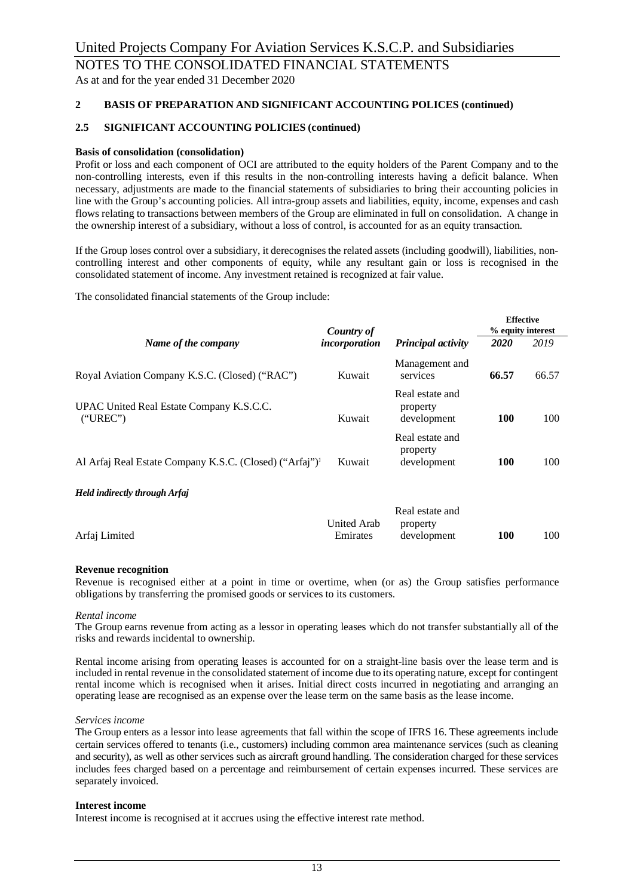# United Projects Company For Aviation Services K.S.C.P. and Subsidiaries

## NOTES TO THE CONSOLIDATED FINANCIAL STATEMENTS

As at and for the year ended 31 December 2020

### 2 BASIS OF PREPARATION AND SIGNIFICANT ACCOUNTING POLICES (continued)

### 2.5 SIGNIFICANT ACCOUNTING POLICIES (continued)

**Basis of consolidation (consolidation)**

Profit or loss and each component of OCI are attributed to the equity holders of the Parent Company and to the non-controlling interests, even if this results in the non-controlling interests having a deficit balance. When necessary, adjustments are made to the financial statements of subsidiaries to bring their accounting policies in line with the Group's accounting policies. All intra-group assets and liabilities, equity, income, expenses and cash flows relating to transactions between members of the Group are eliminated in full on consolidation. A change in the ownership interest of a subsidiary, without a loss of control, is accounted for as an equity transaction.

If the Group loses control over a subsidiary, it derecognises the related assets (including goodwill), liabilities, non-controlling interest and other components of equity, while any resultant gain or loss is recognised in the consolidated statement of income. Any investment retained is recognized at fair value.

The consolidated financial statements of the Group include:

| *Name of the company* | *Country of incorporation* | *Principal activity* | **Effective % equity interest** | |
|---|---|---|---|---|
| | | | ***2020*** | *2019* |
| Royal Aviation Company K.S.C. (Closed) ("RAC") | Kuwait | Management and services | **66.57** | 66.57 |
| UPAC United Real Estate Company K.S.C.C. ("UREC") | Kuwait | Real estate and property development | **100** | 100 |
| Al Arfaj Real Estate Company K.S.C. (Closed) ("Arfaj")[1] | Kuwait | Real estate and property development | **100** | 100 |
| ***Held indirectly through Arfaj*** | | | | |
| Arfaj Limited | United Arab Emirates | Real estate and property development | **100** | 100 |

**Revenue recognition**

Revenue is recognised either at a point in time or overtime, when (or as) the Group satisfies performance obligations by transferring the promised goods or services to its customers.

*Rental income*

The Group earns revenue from acting as a lessor in operating leases which do not transfer substantially all of the risks and rewards incidental to ownership.

Rental income arising from operating leases is accounted for on a straight-line basis over the lease term and is included in rental revenue in the consolidated statement of income due to its operating nature, except for contingent rental income which is recognised when it arises. Initial direct costs incurred in negotiating and arranging an operating lease are recognised as an expense over the lease term on the same basis as the lease income.

*Services income*

The Group enters as a lessor into lease agreements that fall within the scope of IFRS 16. These agreements include certain services offered to tenants (i.e., customers) including common area maintenance services (such as cleaning and security), as well as other services such as aircraft ground handling. The consideration charged for these services includes fees charged based on a percentage and reimbursement of certain expenses incurred. These services are separately invoiced.

**Interest income**

Interest income is recognised at it accrues using the effective interest rate method.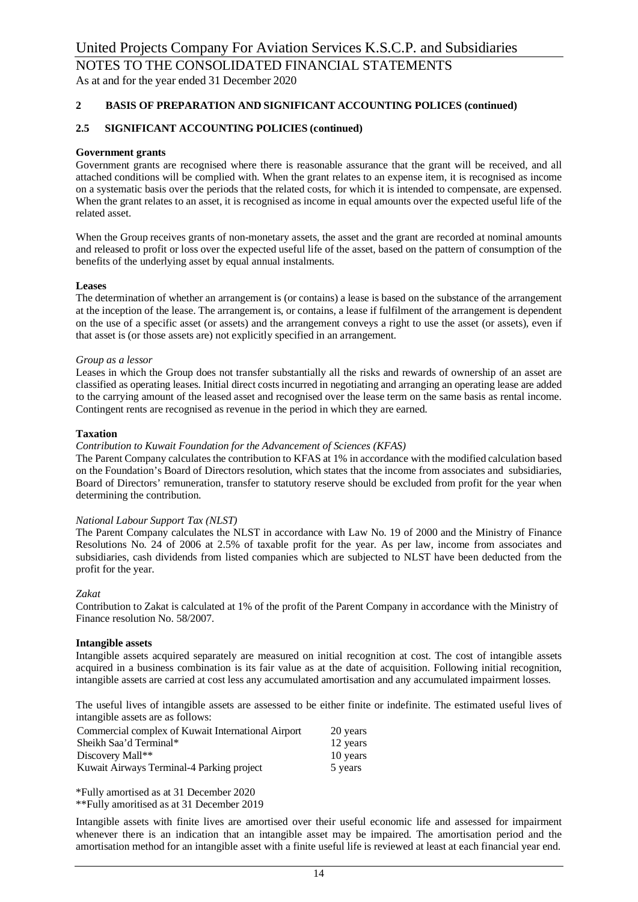## 2 BASIS OF PREPARATION AND SIGNIFICANT ACCOUNTING POLICES (continued)

### 2.5 SIGNIFICANT ACCOUNTING POLICIES (continued)

**Government grants**

Government grants are recognised where there is reasonable assurance that the grant will be received, and all attached conditions will be complied with. When the grant relates to an expense item, it is recognised as income on a systematic basis over the periods that the related costs, for which it is intended to compensate, are expensed. When the grant relates to an asset, it is recognised as income in equal amounts over the expected useful life of the related asset.

When the Group receives grants of non-monetary assets, the asset and the grant are recorded at nominal amounts and released to profit or loss over the expected useful life of the asset, based on the pattern of consumption of the benefits of the underlying asset by equal annual instalments.

**Leases**

The determination of whether an arrangement is (or contains) a lease is based on the substance of the arrangement at the inception of the lease. The arrangement is, or contains, a lease if fulfilment of the arrangement is dependent on the use of a specific asset (or assets) and the arrangement conveys a right to use the asset (or assets), even if that asset is (or those assets are) not explicitly specified in an arrangement.

*Group as a lessor*

Leases in which the Group does not transfer substantially all the risks and rewards of ownership of an asset are classified as operating leases. Initial direct costs incurred in negotiating and arranging an operating lease are added to the carrying amount of the leased asset and recognised over the lease term on the same basis as rental income. Contingent rents are recognised as revenue in the period in which they are earned.

**Taxation**

*Contribution to Kuwait Foundation for the Advancement of Sciences (KFAS)*

The Parent Company calculates the contribution to KFAS at 1% in accordance with the modified calculation based on the Foundation's Board of Directors resolution, which states that the income from associates and subsidiaries, Board of Directors' remuneration, transfer to statutory reserve should be excluded from profit for the year when determining the contribution.

*National Labour Support Tax (NLST)*

The Parent Company calculates the NLST in accordance with Law No. 19 of 2000 and the Ministry of Finance Resolutions No. 24 of 2006 at 2.5% of taxable profit for the year. As per law, income from associates and subsidiaries, cash dividends from listed companies which are subjected to NLST have been deducted from the profit for the year.

*Zakat*

Contribution to Zakat is calculated at 1% of the profit of the Parent Company in accordance with the Ministry of Finance resolution No. 58/2007.

**Intangible assets**

Intangible assets acquired separately are measured on initial recognition at cost. The cost of intangible assets acquired in a business combination is its fair value as at the date of acquisition. Following initial recognition, intangible assets are carried at cost less any accumulated amortisation and any accumulated impairment losses.

The useful lives of intangible assets are assessed to be either finite or indefinite. The estimated useful lives of intangible assets are as follows:

| | |
|---|---|
| Commercial complex of Kuwait International Airport | 20 years |
| Sheikh Saa'd Terminal* | 12 years |
| Discovery Mall** | 10 years |
| Kuwait Airways Terminal-4 Parking project | 5 years |

*Fully amortised as at 31 December 2020
**Fully amoritised as at 31 December 2019

Intangible assets with finite lives are amortised over their useful economic life and assessed for impairment whenever there is an indication that an intangible asset may be impaired. The amortisation period and the amortisation method for an intangible asset with a finite useful life is reviewed at least at each financial year end.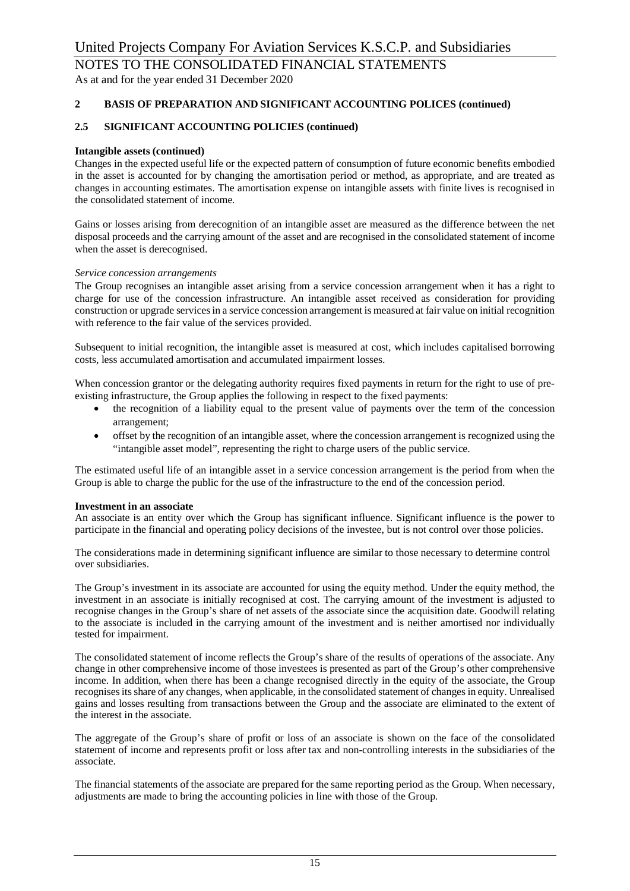## 2 BASIS OF PREPARATION AND SIGNIFICANT ACCOUNTING POLICES (continued)

### 2.5 SIGNIFICANT ACCOUNTING POLICIES (continued)

**Intangible assets (continued)**

Changes in the expected useful life or the expected pattern of consumption of future economic benefits embodied in the asset is accounted for by changing the amortisation period or method, as appropriate, and are treated as changes in accounting estimates. The amortisation expense on intangible assets with finite lives is recognised in the consolidated statement of income.

Gains or losses arising from derecognition of an intangible asset are measured as the difference between the net disposal proceeds and the carrying amount of the asset and are recognised in the consolidated statement of income when the asset is derecognised.

*Service concession arrangements*

The Group recognises an intangible asset arising from a service concession arrangement when it has a right to charge for use of the concession infrastructure. An intangible asset received as consideration for providing construction or upgrade services in a service concession arrangement is measured at fair value on initial recognition with reference to the fair value of the services provided.

Subsequent to initial recognition, the intangible asset is measured at cost, which includes capitalised borrowing costs, less accumulated amortisation and accumulated impairment losses.

When concession grantor or the delegating authority requires fixed payments in return for the right to use of pre-existing infrastructure, the Group applies the following in respect to the fixed payments:

- the recognition of a liability equal to the present value of payments over the term of the concession arrangement;
- offset by the recognition of an intangible asset, where the concession arrangement is recognized using the "intangible asset model", representing the right to charge users of the public service.

The estimated useful life of an intangible asset in a service concession arrangement is the period from when the Group is able to charge the public for the use of the infrastructure to the end of the concession period.

**Investment in an associate**

An associate is an entity over which the Group has significant influence. Significant influence is the power to participate in the financial and operating policy decisions of the investee, but is not control over those policies.

The considerations made in determining significant influence are similar to those necessary to determine control over subsidiaries.

The Group's investment in its associate are accounted for using the equity method. Under the equity method, the investment in an associate is initially recognised at cost. The carrying amount of the investment is adjusted to recognise changes in the Group's share of net assets of the associate since the acquisition date. Goodwill relating to the associate is included in the carrying amount of the investment and is neither amortised nor individually tested for impairment.

The consolidated statement of income reflects the Group's share of the results of operations of the associate. Any change in other comprehensive income of those investees is presented as part of the Group's other comprehensive income. In addition, when there has been a change recognised directly in the equity of the associate, the Group recognises its share of any changes, when applicable, in the consolidated statement of changes in equity. Unrealised gains and losses resulting from transactions between the Group and the associate are eliminated to the extent of the interest in the associate.

The aggregate of the Group's share of profit or loss of an associate is shown on the face of the consolidated statement of income and represents profit or loss after tax and non-controlling interests in the subsidiaries of the associate.

The financial statements of the associate are prepared for the same reporting period as the Group. When necessary, adjustments are made to bring the accounting policies in line with those of the Group.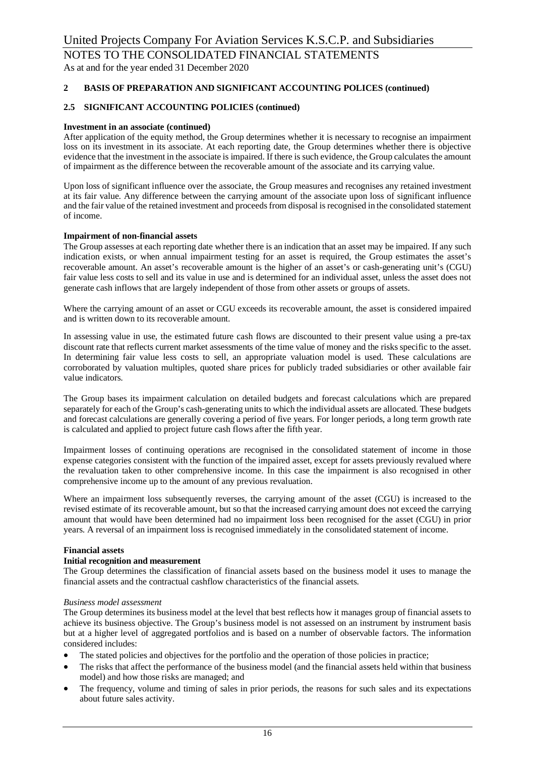## 2 BASIS OF PREPARATION AND SIGNIFICANT ACCOUNTING POLICES (continued)

### 2.5 SIGNIFICANT ACCOUNTING POLICIES (continued)

**Investment in an associate (continued)**

After application of the equity method, the Group determines whether it is necessary to recognise an impairment loss on its investment in its associate. At each reporting date, the Group determines whether there is objective evidence that the investment in the associate is impaired. If there is such evidence, the Group calculates the amount of impairment as the difference between the recoverable amount of the associate and its carrying value.

Upon loss of significant influence over the associate, the Group measures and recognises any retained investment at its fair value. Any difference between the carrying amount of the associate upon loss of significant influence and the fair value of the retained investment and proceeds from disposal is recognised in the consolidated statement of income.

**Impairment of non-financial assets**

The Group assesses at each reporting date whether there is an indication that an asset may be impaired. If any such indication exists, or when annual impairment testing for an asset is required, the Group estimates the asset's recoverable amount. An asset's recoverable amount is the higher of an asset's or cash-generating unit's (CGU) fair value less costs to sell and its value in use and is determined for an individual asset, unless the asset does not generate cash inflows that are largely independent of those from other assets or groups of assets.

Where the carrying amount of an asset or CGU exceeds its recoverable amount, the asset is considered impaired and is written down to its recoverable amount.

In assessing value in use, the estimated future cash flows are discounted to their present value using a pre-tax discount rate that reflects current market assessments of the time value of money and the risks specific to the asset. In determining fair value less costs to sell, an appropriate valuation model is used. These calculations are corroborated by valuation multiples, quoted share prices for publicly traded subsidiaries or other available fair value indicators.

The Group bases its impairment calculation on detailed budgets and forecast calculations which are prepared separately for each of the Group's cash-generating units to which the individual assets are allocated. These budgets and forecast calculations are generally covering a period of five years. For longer periods, a long term growth rate is calculated and applied to project future cash flows after the fifth year.

Impairment losses of continuing operations are recognised in the consolidated statement of income in those expense categories consistent with the function of the impaired asset, except for assets previously revalued where the revaluation taken to other comprehensive income. In this case the impairment is also recognised in other comprehensive income up to the amount of any previous revaluation.

Where an impairment loss subsequently reverses, the carrying amount of the asset (CGU) is increased to the revised estimate of its recoverable amount, but so that the increased carrying amount does not exceed the carrying amount that would have been determined had no impairment loss been recognised for the asset (CGU) in prior years. A reversal of an impairment loss is recognised immediately in the consolidated statement of income.

**Financial assets**

**Initial recognition and measurement**

The Group determines the classification of financial assets based on the business model it uses to manage the financial assets and the contractual cashflow characteristics of the financial assets.

*Business model assessment*

The Group determines its business model at the level that best reflects how it manages group of financial assets to achieve its business objective. The Group's business model is not assessed on an instrument by instrument basis but at a higher level of aggregated portfolios and is based on a number of observable factors. The information considered includes:

- The stated policies and objectives for the portfolio and the operation of those policies in practice;
- The risks that affect the performance of the business model (and the financial assets held within that business model) and how those risks are managed; and
- The frequency, volume and timing of sales in prior periods, the reasons for such sales and its expectations about future sales activity.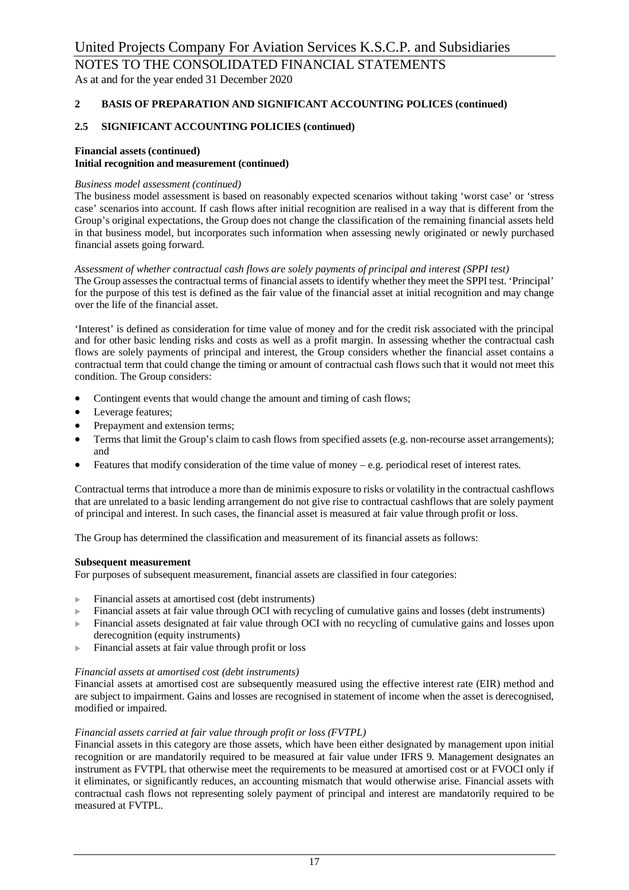## 2 BASIS OF PREPARATION AND SIGNIFICANT ACCOUNTING POLICES (continued)

### 2.5 SIGNIFICANT ACCOUNTING POLICIES (continued)

**Financial assets (continued)**
**Initial recognition and measurement (continued)**

*Business model assessment (continued)*
The business model assessment is based on reasonably expected scenarios without taking 'worst case' or 'stress case' scenarios into account. If cash flows after initial recognition are realised in a way that is different from the Group's original expectations, the Group does not change the classification of the remaining financial assets held in that business model, but incorporates such information when assessing newly originated or newly purchased financial assets going forward.

*Assessment of whether contractual cash flows are solely payments of principal and interest (SPPI test)*
The Group assesses the contractual terms of financial assets to identify whether they meet the SPPI test. 'Principal' for the purpose of this test is defined as the fair value of the financial asset at initial recognition and may change over the life of the financial asset.

'Interest' is defined as consideration for time value of money and for the credit risk associated with the principal and for other basic lending risks and costs as well as a profit margin. In assessing whether the contractual cash flows are solely payments of principal and interest, the Group considers whether the financial asset contains a contractual term that could change the timing or amount of contractual cash flows such that it would not meet this condition. The Group considers:

- Contingent events that would change the amount and timing of cash flows;
- Leverage features;
- Prepayment and extension terms;
- Terms that limit the Group's claim to cash flows from specified assets (e.g. non-recourse asset arrangements); and
- Features that modify consideration of the time value of money – e.g. periodical reset of interest rates.

Contractual terms that introduce a more than de minimis exposure to risks or volatility in the contractual cashflows that are unrelated to a basic lending arrangement do not give rise to contractual cashflows that are solely payment of principal and interest. In such cases, the financial asset is measured at fair value through profit or loss.

The Group has determined the classification and measurement of its financial assets as follows:

**Subsequent measurement**
For purposes of subsequent measurement, financial assets are classified in four categories:

- Financial assets at amortised cost (debt instruments)
- Financial assets at fair value through OCI with recycling of cumulative gains and losses (debt instruments)
- Financial assets designated at fair value through OCI with no recycling of cumulative gains and losses upon derecognition (equity instruments)
- Financial assets at fair value through profit or loss

*Financial assets at amortised cost (debt instruments)*
Financial assets at amortised cost are subsequently measured using the effective interest rate (EIR) method and are subject to impairment. Gains and losses are recognised in statement of income when the asset is derecognised, modified or impaired.

*Financial assets carried at fair value through profit or loss (FVTPL)*
Financial assets in this category are those assets, which have been either designated by management upon initial recognition or are mandatorily required to be measured at fair value under IFRS 9. Management designates an instrument as FVTPL that otherwise meet the requirements to be measured at amortised cost or at FVOCI only if it eliminates, or significantly reduces, an accounting mismatch that would otherwise arise. Financial assets with contractual cash flows not representing solely payment of principal and interest are mandatorily required to be measured at FVTPL.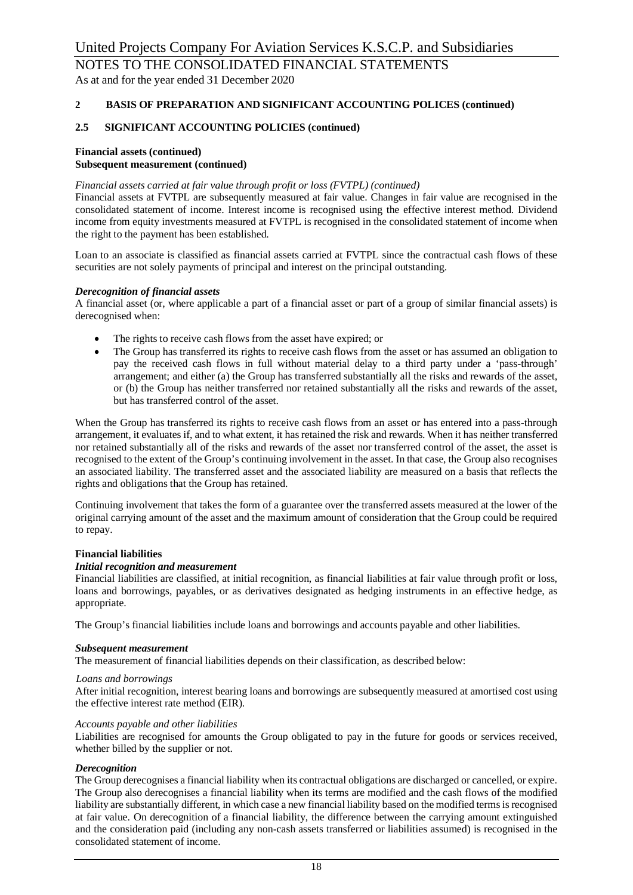## 2 BASIS OF PREPARATION AND SIGNIFICANT ACCOUNTING POLICES (continued)

### 2.5 SIGNIFICANT ACCOUNTING POLICIES (continued)

**Financial assets (continued)**
**Subsequent measurement (continued)**

*Financial assets carried at fair value through profit or loss (FVTPL) (continued)*
Financial assets at FVTPL are subsequently measured at fair value. Changes in fair value are recognised in the consolidated statement of income. Interest income is recognised using the effective interest method. Dividend income from equity investments measured at FVTPL is recognised in the consolidated statement of income when the right to the payment has been established.

Loan to an associate is classified as financial assets carried at FVTPL since the contractual cash flows of these securities are not solely payments of principal and interest on the principal outstanding.

***Derecognition of financial assets***
A financial asset (or, where applicable a part of a financial asset or part of a group of similar financial assets) is derecognised when:

- The rights to receive cash flows from the asset have expired; or
- The Group has transferred its rights to receive cash flows from the asset or has assumed an obligation to pay the received cash flows in full without material delay to a third party under a 'pass-through' arrangement; and either (a) the Group has transferred substantially all the risks and rewards of the asset, or (b) the Group has neither transferred nor retained substantially all the risks and rewards of the asset, but has transferred control of the asset.

When the Group has transferred its rights to receive cash flows from an asset or has entered into a pass-through arrangement, it evaluates if, and to what extent, it has retained the risk and rewards. When it has neither transferred nor retained substantially all of the risks and rewards of the asset nor transferred control of the asset, the asset is recognised to the extent of the Group's continuing involvement in the asset. In that case, the Group also recognises an associated liability. The transferred asset and the associated liability are measured on a basis that reflects the rights and obligations that the Group has retained.

Continuing involvement that takes the form of a guarantee over the transferred assets measured at the lower of the original carrying amount of the asset and the maximum amount of consideration that the Group could be required to repay.

**Financial liabilities**
***Initial recognition and measurement***
Financial liabilities are classified, at initial recognition, as financial liabilities at fair value through profit or loss, loans and borrowings, payables, or as derivatives designated as hedging instruments in an effective hedge, as appropriate.

The Group's financial liabilities include loans and borrowings and accounts payable and other liabilities.

***Subsequent measurement***
The measurement of financial liabilities depends on their classification, as described below:

*Loans and borrowings*
After initial recognition, interest bearing loans and borrowings are subsequently measured at amortised cost using the effective interest rate method (EIR).

*Accounts payable and other liabilities*
Liabilities are recognised for amounts the Group obligated to pay in the future for goods or services received, whether billed by the supplier or not.

***Derecognition***
The Group derecognises a financial liability when its contractual obligations are discharged or cancelled, or expire. The Group also derecognises a financial liability when its terms are modified and the cash flows of the modified liability are substantially different, in which case a new financial liability based on the modified terms is recognised at fair value. On derecognition of a financial liability, the difference between the carrying amount extinguished and the consideration paid (including any non-cash assets transferred or liabilities assumed) is recognised in the consolidated statement of income.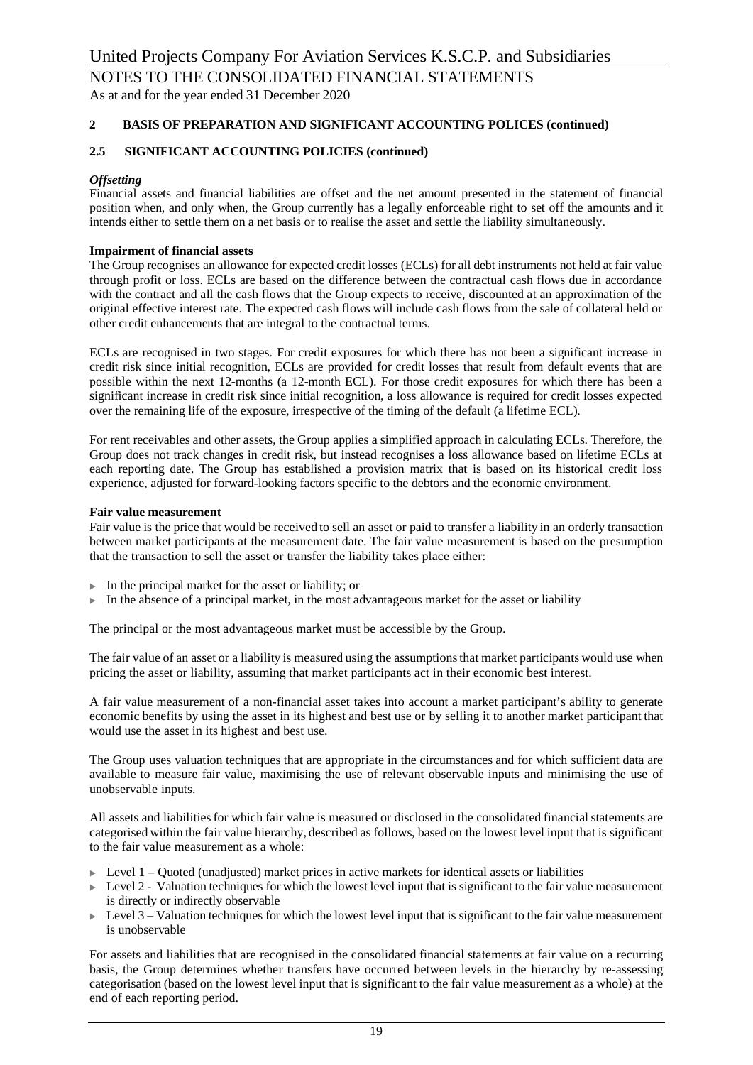## 2 BASIS OF PREPARATION AND SIGNIFICANT ACCOUNTING POLICES (continued)

### 2.5 SIGNIFICANT ACCOUNTING POLICIES (continued)

***Offsetting***

Financial assets and financial liabilities are offset and the net amount presented in the statement of financial position when, and only when, the Group currently has a legally enforceable right to set off the amounts and it intends either to settle them on a net basis or to realise the asset and settle the liability simultaneously.

**Impairment of financial assets**

The Group recognises an allowance for expected credit losses (ECLs) for all debt instruments not held at fair value through profit or loss. ECLs are based on the difference between the contractual cash flows due in accordance with the contract and all the cash flows that the Group expects to receive, discounted at an approximation of the original effective interest rate. The expected cash flows will include cash flows from the sale of collateral held or other credit enhancements that are integral to the contractual terms.

ECLs are recognised in two stages. For credit exposures for which there has not been a significant increase in credit risk since initial recognition, ECLs are provided for credit losses that result from default events that are possible within the next 12-months (a 12-month ECL). For those credit exposures for which there has been a significant increase in credit risk since initial recognition, a loss allowance is required for credit losses expected over the remaining life of the exposure, irrespective of the timing of the default (a lifetime ECL).

For rent receivables and other assets, the Group applies a simplified approach in calculating ECLs. Therefore, the Group does not track changes in credit risk, but instead recognises a loss allowance based on lifetime ECLs at each reporting date. The Group has established a provision matrix that is based on its historical credit loss experience, adjusted for forward-looking factors specific to the debtors and the economic environment.

**Fair value measurement**

Fair value is the price that would be received to sell an asset or paid to transfer a liability in an orderly transaction between market participants at the measurement date. The fair value measurement is based on the presumption that the transaction to sell the asset or transfer the liability takes place either:

- In the principal market for the asset or liability; or
- In the absence of a principal market, in the most advantageous market for the asset or liability

The principal or the most advantageous market must be accessible by the Group.

The fair value of an asset or a liability is measured using the assumptions that market participants would use when pricing the asset or liability, assuming that market participants act in their economic best interest.

A fair value measurement of a non-financial asset takes into account a market participant's ability to generate economic benefits by using the asset in its highest and best use or by selling it to another market participant that would use the asset in its highest and best use.

The Group uses valuation techniques that are appropriate in the circumstances and for which sufficient data are available to measure fair value, maximising the use of relevant observable inputs and minimising the use of unobservable inputs.

All assets and liabilities for which fair value is measured or disclosed in the consolidated financial statements are categorised within the fair value hierarchy, described as follows, based on the lowest level input that is significant to the fair value measurement as a whole:

- Level 1 – Quoted (unadjusted) market prices in active markets for identical assets or liabilities
- Level 2 - Valuation techniques for which the lowest level input that is significant to the fair value measurement is directly or indirectly observable
- Level 3 – Valuation techniques for which the lowest level input that is significant to the fair value measurement is unobservable

For assets and liabilities that are recognised in the consolidated financial statements at fair value on a recurring basis, the Group determines whether transfers have occurred between levels in the hierarchy by re-assessing categorisation (based on the lowest level input that is significant to the fair value measurement as a whole) at the end of each reporting period.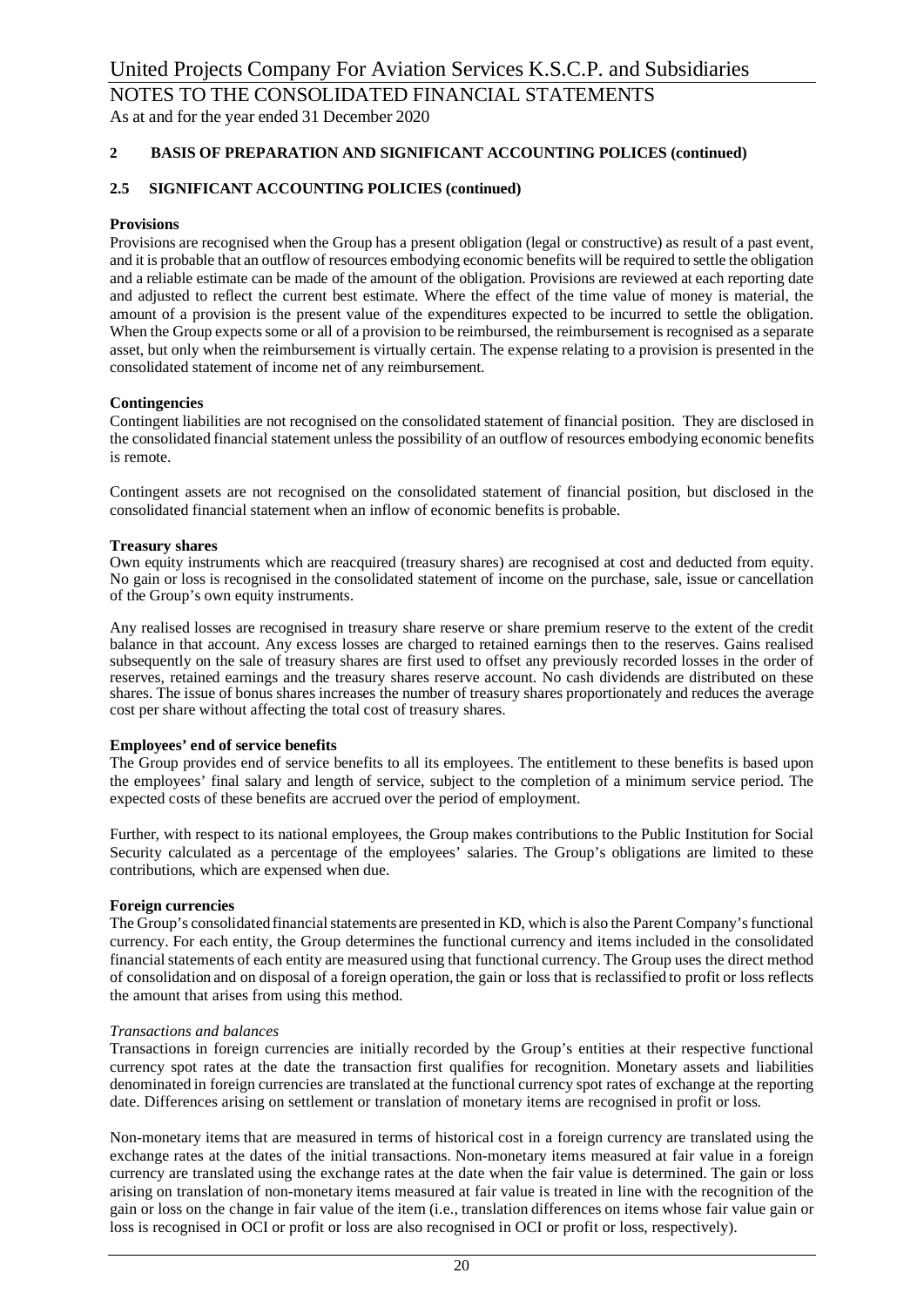## 2 BASIS OF PREPARATION AND SIGNIFICANT ACCOUNTING POLICES (continued)

### 2.5 SIGNIFICANT ACCOUNTING POLICIES (continued)

**Provisions**

Provisions are recognised when the Group has a present obligation (legal or constructive) as result of a past event, and it is probable that an outflow of resources embodying economic benefits will be required to settle the obligation and a reliable estimate can be made of the amount of the obligation. Provisions are reviewed at each reporting date and adjusted to reflect the current best estimate. Where the effect of the time value of money is material, the amount of a provision is the present value of the expenditures expected to be incurred to settle the obligation. When the Group expects some or all of a provision to be reimbursed, the reimbursement is recognised as a separate asset, but only when the reimbursement is virtually certain. The expense relating to a provision is presented in the consolidated statement of income net of any reimbursement.

**Contingencies**

Contingent liabilities are not recognised on the consolidated statement of financial position. They are disclosed in the consolidated financial statement unless the possibility of an outflow of resources embodying economic benefits is remote.

Contingent assets are not recognised on the consolidated statement of financial position, but disclosed in the consolidated financial statement when an inflow of economic benefits is probable.

**Treasury shares**

Own equity instruments which are reacquired (treasury shares) are recognised at cost and deducted from equity. No gain or loss is recognised in the consolidated statement of income on the purchase, sale, issue or cancellation of the Group's own equity instruments.

Any realised losses are recognised in treasury share reserve or share premium reserve to the extent of the credit balance in that account. Any excess losses are charged to retained earnings then to the reserves. Gains realised subsequently on the sale of treasury shares are first used to offset any previously recorded losses in the order of reserves, retained earnings and the treasury shares reserve account. No cash dividends are distributed on these shares. The issue of bonus shares increases the number of treasury shares proportionately and reduces the average cost per share without affecting the total cost of treasury shares.

**Employees' end of service benefits**

The Group provides end of service benefits to all its employees. The entitlement to these benefits is based upon the employees' final salary and length of service, subject to the completion of a minimum service period. The expected costs of these benefits are accrued over the period of employment.

Further, with respect to its national employees, the Group makes contributions to the Public Institution for Social Security calculated as a percentage of the employees' salaries. The Group's obligations are limited to these contributions, which are expensed when due.

**Foreign currencies**

The Group's consolidated financial statements are presented in KD, which is also the Parent Company's functional currency. For each entity, the Group determines the functional currency and items included in the consolidated financial statements of each entity are measured using that functional currency. The Group uses the direct method of consolidation and on disposal of a foreign operation, the gain or loss that is reclassified to profit or loss reflects the amount that arises from using this method.

*Transactions and balances*

Transactions in foreign currencies are initially recorded by the Group's entities at their respective functional currency spot rates at the date the transaction first qualifies for recognition. Monetary assets and liabilities denominated in foreign currencies are translated at the functional currency spot rates of exchange at the reporting date. Differences arising on settlement or translation of monetary items are recognised in profit or loss.

Non-monetary items that are measured in terms of historical cost in a foreign currency are translated using the exchange rates at the dates of the initial transactions. Non-monetary items measured at fair value in a foreign currency are translated using the exchange rates at the date when the fair value is determined. The gain or loss arising on translation of non-monetary items measured at fair value is treated in line with the recognition of the gain or loss on the change in fair value of the item (i.e., translation differences on items whose fair value gain or loss is recognised in OCI or profit or loss are also recognised in OCI or profit or loss, respectively).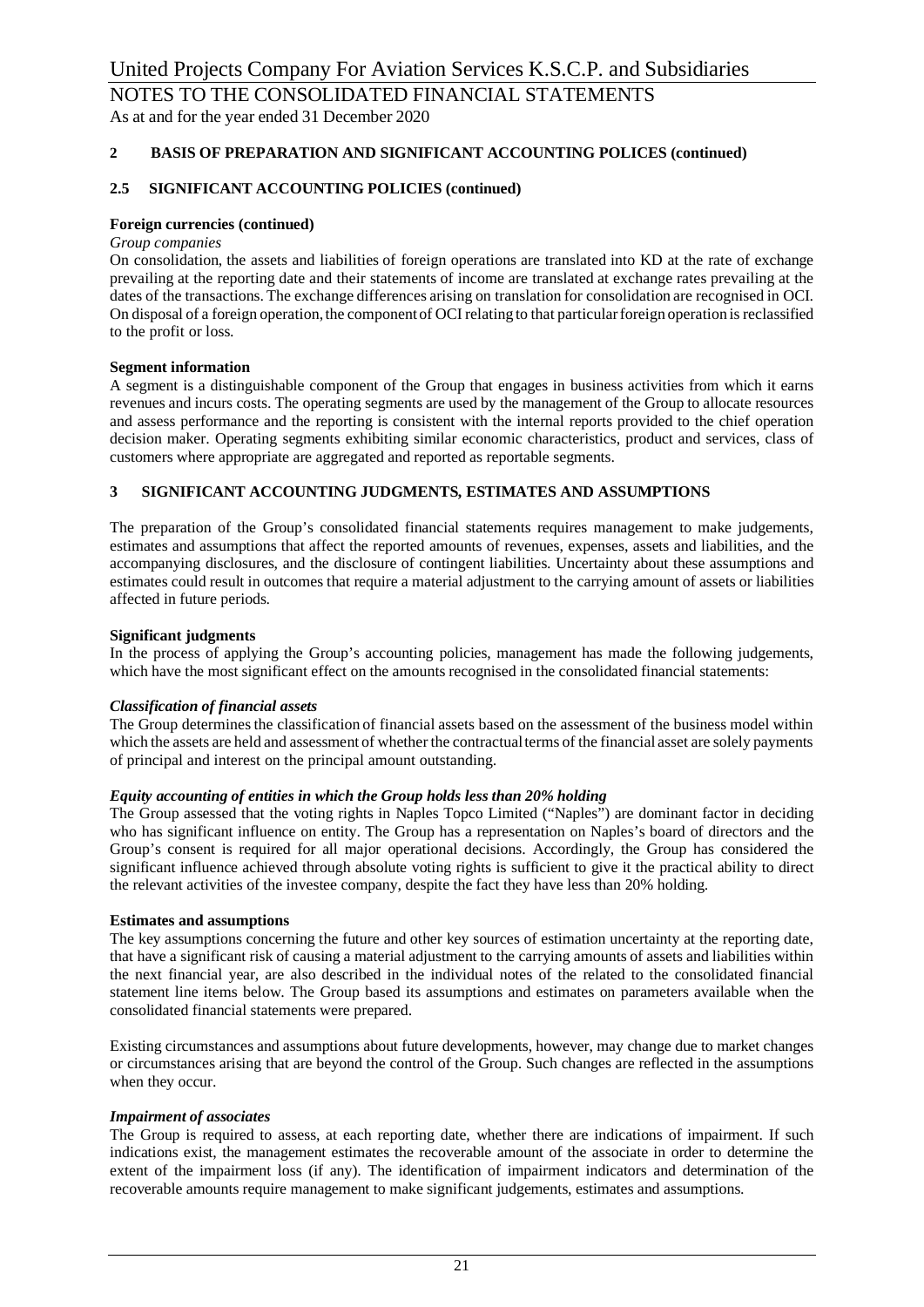## 2 BASIS OF PREPARATION AND SIGNIFICANT ACCOUNTING POLICES (continued)

### 2.5 SIGNIFICANT ACCOUNTING POLICIES (continued)

**Foreign currencies (continued)**

*Group companies*

On consolidation, the assets and liabilities of foreign operations are translated into KD at the rate of exchange prevailing at the reporting date and their statements of income are translated at exchange rates prevailing at the dates of the transactions. The exchange differences arising on translation for consolidation are recognised in OCI. On disposal of a foreign operation, the component of OCI relating to that particular foreign operation is reclassified to the profit or loss.

**Segment information**

A segment is a distinguishable component of the Group that engages in business activities from which it earns revenues and incurs costs. The operating segments are used by the management of the Group to allocate resources and assess performance and the reporting is consistent with the internal reports provided to the chief operation decision maker. Operating segments exhibiting similar economic characteristics, product and services, class of customers where appropriate are aggregated and reported as reportable segments.

## 3 SIGNIFICANT ACCOUNTING JUDGMENTS, ESTIMATES AND ASSUMPTIONS

The preparation of the Group's consolidated financial statements requires management to make judgements, estimates and assumptions that affect the reported amounts of revenues, expenses, assets and liabilities, and the accompanying disclosures, and the disclosure of contingent liabilities. Uncertainty about these assumptions and estimates could result in outcomes that require a material adjustment to the carrying amount of assets or liabilities affected in future periods.

**Significant judgments**

In the process of applying the Group's accounting policies, management has made the following judgements, which have the most significant effect on the amounts recognised in the consolidated financial statements:

***Classification of financial assets***

The Group determines the classification of financial assets based on the assessment of the business model within which the assets are held and assessment of whether the contractual terms of the financial asset are solely payments of principal and interest on the principal amount outstanding.

***Equity accounting of entities in which the Group holds less than 20% holding***

The Group assessed that the voting rights in Naples Topco Limited ("Naples") are dominant factor in deciding who has significant influence on entity. The Group has a representation on Naples's board of directors and the Group's consent is required for all major operational decisions. Accordingly, the Group has considered the significant influence achieved through absolute voting rights is sufficient to give it the practical ability to direct the relevant activities of the investee company, despite the fact they have less than 20% holding.

**Estimates and assumptions**

The key assumptions concerning the future and other key sources of estimation uncertainty at the reporting date, that have a significant risk of causing a material adjustment to the carrying amounts of assets and liabilities within the next financial year, are also described in the individual notes of the related to the consolidated financial statement line items below. The Group based its assumptions and estimates on parameters available when the consolidated financial statements were prepared.

Existing circumstances and assumptions about future developments, however, may change due to market changes or circumstances arising that are beyond the control of the Group. Such changes are reflected in the assumptions when they occur.

***Impairment of associates***

The Group is required to assess, at each reporting date, whether there are indications of impairment. If such indications exist, the management estimates the recoverable amount of the associate in order to determine the extent of the impairment loss (if any). The identification of impairment indicators and determination of the recoverable amounts require management to make significant judgements, estimates and assumptions.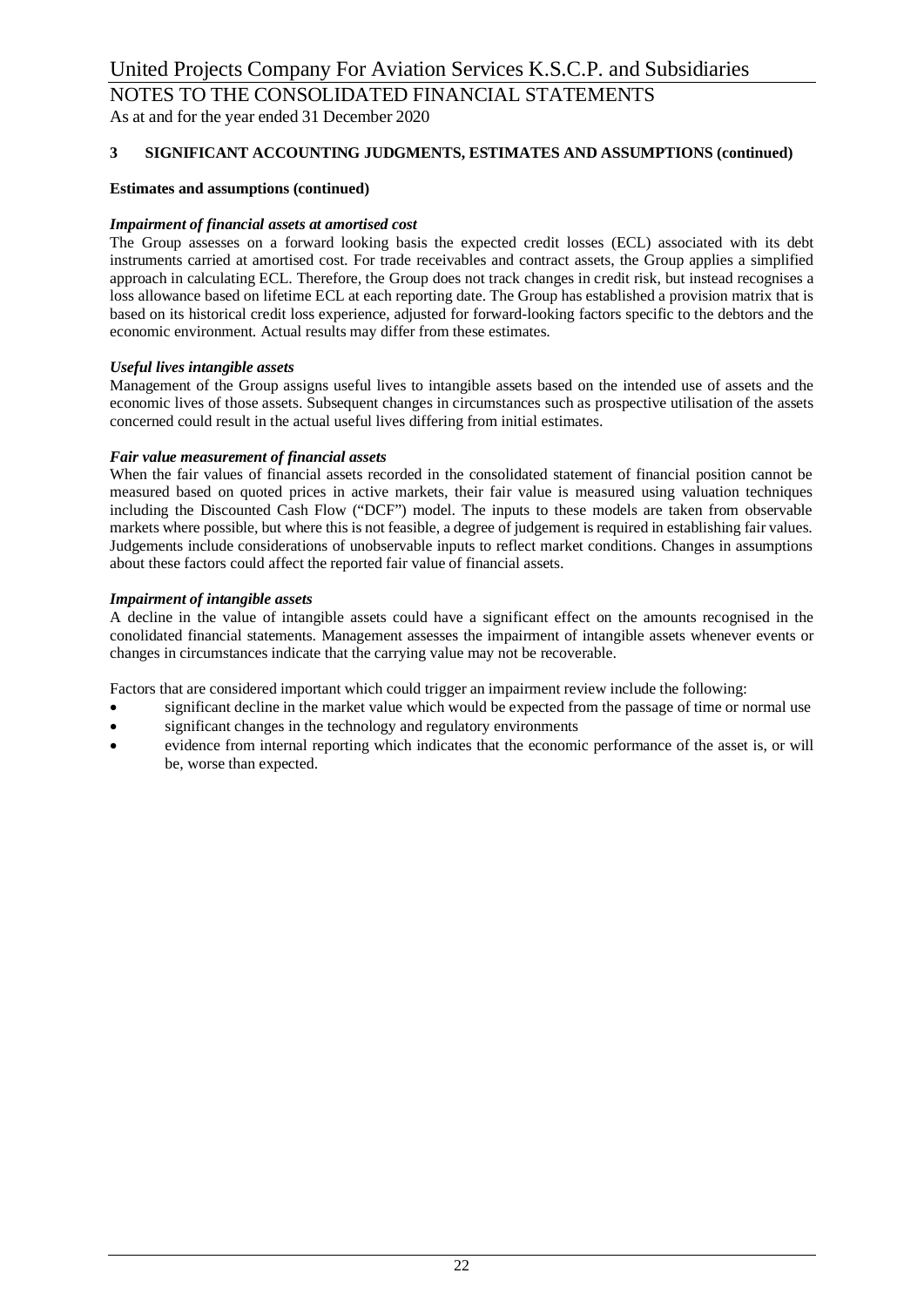## 3 SIGNIFICANT ACCOUNTING JUDGMENTS, ESTIMATES AND ASSUMPTIONS (continued)

### Estimates and assumptions (continued)

***Impairment of financial assets at amortised cost***

The Group assesses on a forward looking basis the expected credit losses (ECL) associated with its debt instruments carried at amortised cost. For trade receivables and contract assets, the Group applies a simplified approach in calculating ECL. Therefore, the Group does not track changes in credit risk, but instead recognises a loss allowance based on lifetime ECL at each reporting date. The Group has established a provision matrix that is based on its historical credit loss experience, adjusted for forward-looking factors specific to the debtors and the economic environment. Actual results may differ from these estimates.

***Useful lives intangible assets***

Management of the Group assigns useful lives to intangible assets based on the intended use of assets and the economic lives of those assets. Subsequent changes in circumstances such as prospective utilisation of the assets concerned could result in the actual useful lives differing from initial estimates.

***Fair value measurement of financial assets***

When the fair values of financial assets recorded in the consolidated statement of financial position cannot be measured based on quoted prices in active markets, their fair value is measured using valuation techniques including the Discounted Cash Flow ("DCF") model. The inputs to these models are taken from observable markets where possible, but where this is not feasible, a degree of judgement is required in establishing fair values. Judgements include considerations of unobservable inputs to reflect market conditions. Changes in assumptions about these factors could affect the reported fair value of financial assets.

***Impairment of intangible assets***

A decline in the value of intangible assets could have a significant effect on the amounts recognised in the conolidated financial statements. Management assesses the impairment of intangible assets whenever events or changes in circumstances indicate that the carrying value may not be recoverable.

Factors that are considered important which could trigger an impairment review include the following:

- significant decline in the market value which would be expected from the passage of time or normal use
- significant changes in the technology and regulatory environments
- evidence from internal reporting which indicates that the economic performance of the asset is, or will be, worse than expected.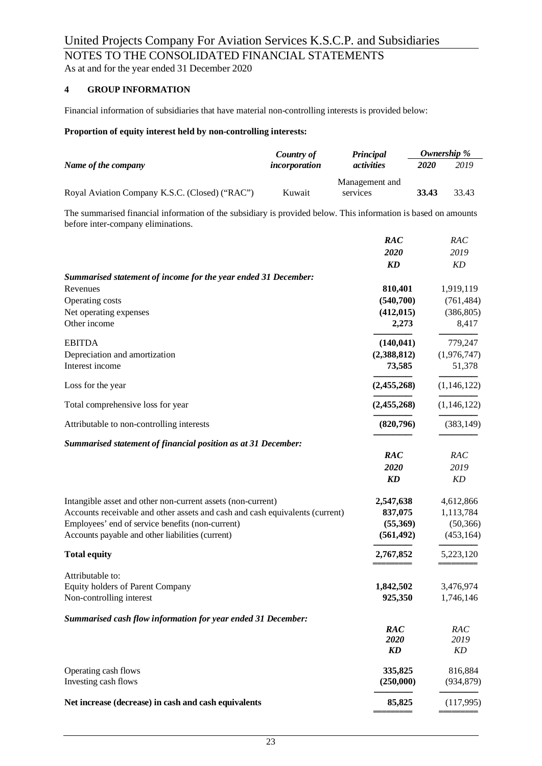## 4 GROUP INFORMATION

Financial information of subsidiaries that have material non-controlling interests is provided below:

**Proportion of equity interest held by non-controlling interests:**

| *Name of the company* | *Country of incorporation* | *Principal activities* | *Ownership %* | |
|---|---|---|---|---|
| | | | ***2020*** | *2019* |
| Royal Aviation Company K.S.C. (Closed) ("RAC") | Kuwait | Management and services | **33.43** | 33.43 |

The summarised financial information of the subsidiary is provided below. This information is based on amounts before inter-company eliminations.

| | ***RAC 2020 KD*** | *RAC 2019 KD* |
|---|---|---|
| ***Summarised statement of income for the year ended 31 December:*** | | |
| Revenues | **810,401** | 1,919,119 |
| Operating costs | **(540,700)** | (761,484) |
| Net operating expenses | **(412,015)** | (386,805) |
| Other income | **2,273** | 8,417 |
| EBITDA | **(140,041)** | 779,247 |
| Depreciation and amortization | **(2,388,812)** | (1,976,747) |
| Interest income | **73,585** | 51,378 |
| Loss for the year | **(2,455,268)** | (1,146,122) |
| Total comprehensive loss for year | **(2,455,268)** | (1,146,122) |
| Attributable to non-controlling interests | **(820,796)** | (383,149) |

***Summarised statement of financial position as at 31 December:***

| | ***RAC 2020 KD*** | *RAC 2019 KD* |
|---|---|---|
| Intangible asset and other non-current assets (non-current) | **2,547,638** | 4,612,866 |
| Accounts receivable and other assets and cash and cash equivalents (current) | **837,075** | 1,113,784 |
| Employees' end of service benefits (non-current) | **(55,369)** | (50,366) |
| Accounts payable and other liabilities (current) | **(561,492)** | (453,164) |
| **Total equity** | **2,767,852** | 5,223,120 |
| Attributable to: | | |
| Equity holders of Parent Company | **1,842,502** | 3,476,974 |
| Non-controlling interest | **925,350** | 1,746,146 |

***Summarised cash flow information for year ended 31 December:***

| | ***RAC 2020 KD*** | *RAC 2019 KD* |
|---|---|---|
| Operating cash flows | **335,825** | 816,884 |
| Investing cash flows | **(250,000)** | (934,879) |
| **Net increase (decrease) in cash and cash equivalents** | **85,825** | (117,995) |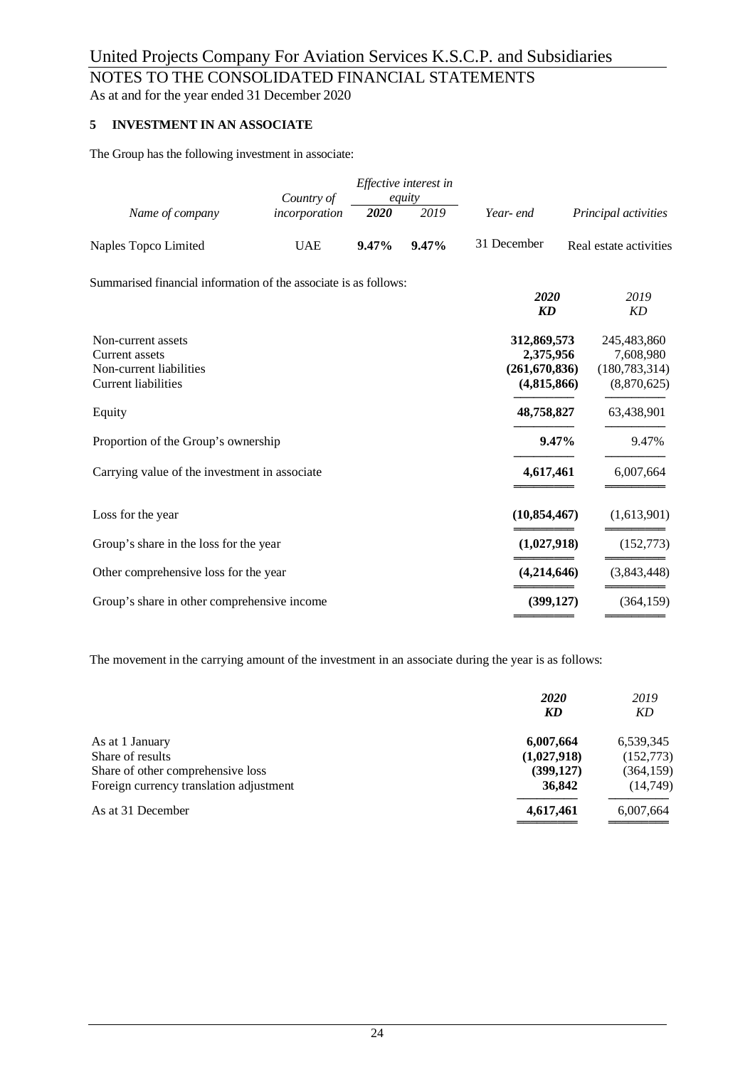## 5 INVESTMENT IN AN ASSOCIATE

The Group has the following investment in associate:

| *Name of company* | *Country of incorporation* | *Effective interest in equity* | | *Year- end* | *Principal activities* |
|---|---|---|---|---|---|
| | | ***2020*** | *2019* | | |
| Naples Topco Limited | UAE | **9.47%** | **9.47%** | 31 December | Real estate activities |

Summarised financial information of the associate is as follows:

| | ***2020*** ***KD*** | *2019* *KD* |
|---|---|---|
| Non-current assets | **312,869,573** | 245,483,860 |
| Current assets | **2,375,956** | 7,608,980 |
| Non-current liabilities | **(261,670,836)** | (180,783,314) |
| Current liabilities | **(4,815,866)** | (8,870,625) |
| Equity | **48,758,827** | 63,438,901 |
| Proportion of the Group's ownership | **9.47%** | 9.47% |
| Carrying value of the investment in associate | **4,617,461** | 6,007,664 |
| Loss for the year | **(10,854,467)** | (1,613,901) |
| Group's share in the loss for the year | **(1,027,918)** | (152,773) |
| Other comprehensive loss for the year | **(4,214,646)** | (3,843,448) |
| Group's share in other comprehensive income | **(399,127)** | (364,159) |

The movement in the carrying amount of the investment in an associate during the year is as follows:

| | ***2020*** ***KD*** | *2019* *KD* |
|---|---|---|
| As at 1 January | **6,007,664** | 6,539,345 |
| Share of results | **(1,027,918)** | (152,773) |
| Share of other comprehensive loss | **(399,127)** | (364,159) |
| Foreign currency translation adjustment | **36,842** | (14,749) |
| As at 31 December | **4,617,461** | 6,007,664 |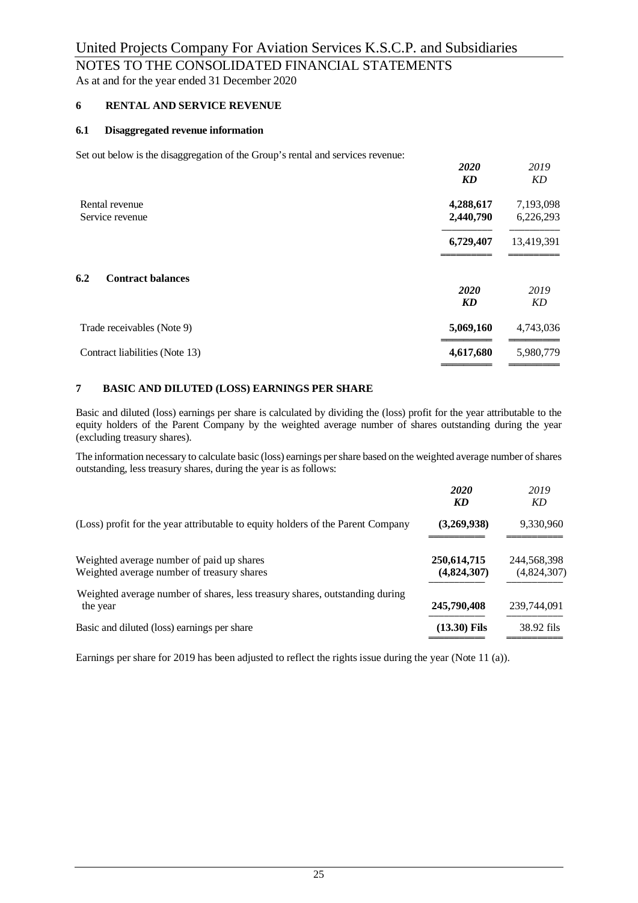## 6 RENTAL AND SERVICE REVENUE

### 6.1 Disaggregated revenue information

Set out below is the disaggregation of the Group's rental and services revenue:

| | ***2020*** ***KD*** | *2019* *KD* |
|---|---|---|
| Rental revenue | **4,288,617** | 7,193,098 |
| Service revenue | **2,440,790** | 6,226,293 |
| | **6,729,407** | 13,419,391 |

### 6.2 Contract balances

| | ***2020*** ***KD*** | *2019* *KD* |
|---|---|---|
| Trade receivables (Note 9) | **5,069,160** | 4,743,036 |
| Contract liabilities (Note 13) | **4,617,680** | 5,980,779 |

## 7 BASIC AND DILUTED (LOSS) EARNINGS PER SHARE

Basic and diluted (loss) earnings per share is calculated by dividing the (loss) profit for the year attributable to the equity holders of the Parent Company by the weighted average number of shares outstanding during the year (excluding treasury shares).

The information necessary to calculate basic (loss) earnings per share based on the weighted average number of shares outstanding, less treasury shares, during the year is as follows:

| | ***2020*** ***KD*** | *2019* *KD* |
|---|---|---|
| (Loss) profit for the year attributable to equity holders of the Parent Company | **(3,269,938)** | 9,330,960 |
| Weighted average number of paid up shares | **250,614,715** | 244,568,398 |
| Weighted average number of treasury shares | **(4,824,307)** | (4,824,307) |
| Weighted average number of shares, less treasury shares, outstanding during the year | **245,790,408** | 239,744,091 |
| Basic and diluted (loss) earnings per share | **(13.30) Fils** | 38.92 fils |

Earnings per share for 2019 has been adjusted to reflect the rights issue during the year (Note 11 (a)).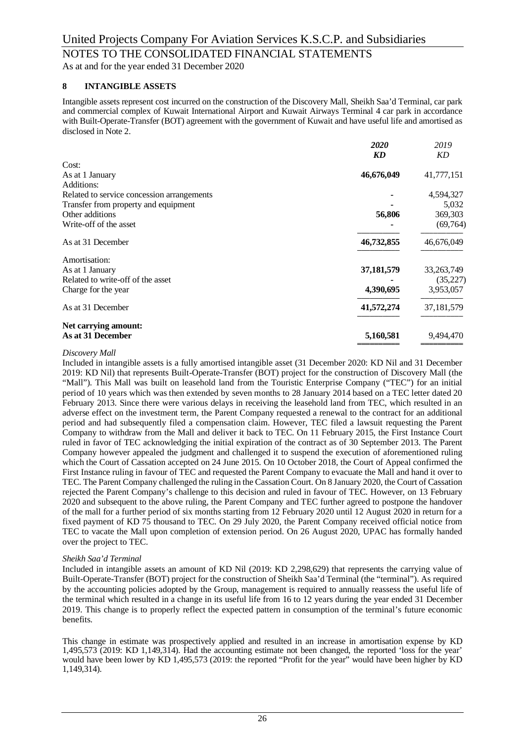## 8 INTANGIBLE ASSETS

Intangible assets represent cost incurred on the construction of the Discovery Mall, Sheikh Saa'd Terminal, car park and commercial complex of Kuwait International Airport and Kuwait Airways Terminal 4 car park in accordance with Built-Operate-Transfer (BOT) agreement with the government of Kuwait and have useful life and amortised as disclosed in Note 2.

| | *2020* | *2019* |
|---|---|---|
| | ***KD*** | *KD* |
| Cost: | | |
| As at 1 January | **46,676,049** | 41,777,151 |
| Additions: | | |
| Related to service concession arrangements | **-** | 4,594,327 |
| Transfer from property and equipment | **-** | 5,032 |
| Other additions | **56,806** | 369,303 |
| Write-off of the asset | **-** | (69,764) |
| As at 31 December | **46,732,855** | 46,676,049 |
| Amortisation: | | |
| As at 1 January | **37,181,579** | 33,263,749 |
| Related to write-off of the asset | **-** | (35,227) |
| Charge for the year | **4,390,695** | 3,953,057 |
| As at 31 December | **41,572,274** | 37,181,579 |
| **Net carrying amount:** | | |
| **As at 31 December** | **5,160,581** | 9,494,470 |

*Discovery Mall*

Included in intangible assets is a fully amortised intangible asset (31 December 2020: KD Nil and 31 December 2019: KD Nil) that represents Built-Operate-Transfer (BOT) project for the construction of Discovery Mall (the "Mall"). This Mall was built on leasehold land from the Touristic Enterprise Company ("TEC") for an initial period of 10 years which was then extended by seven months to 28 January 2014 based on a TEC letter dated 20 February 2013. Since there were various delays in receiving the leasehold land from TEC, which resulted in an adverse effect on the investment term, the Parent Company requested a renewal to the contract for an additional period and had subsequently filed a compensation claim. However, TEC filed a lawsuit requesting the Parent Company to withdraw from the Mall and deliver it back to TEC. On 11 February 2015, the First Instance Court ruled in favor of TEC acknowledging the initial expiration of the contract as of 30 September 2013. The Parent Company however appealed the judgment and challenged it to suspend the execution of aforementioned ruling which the Court of Cassation accepted on 24 June 2015. On 10 October 2018, the Court of Appeal confirmed the First Instance ruling in favour of TEC and requested the Parent Company to evacuate the Mall and hand it over to TEC. The Parent Company challenged the ruling in the Cassation Court. On 8 January 2020, the Court of Cassation rejected the Parent Company's challenge to this decision and ruled in favour of TEC. However, on 13 February 2020 and subsequent to the above ruling, the Parent Company and TEC further agreed to postpone the handover of the mall for a further period of six months starting from 12 February 2020 until 12 August 2020 in return for a fixed payment of KD 75 thousand to TEC. On 29 July 2020, the Parent Company received official notice from TEC to vacate the Mall upon completion of extension period. On 26 August 2020, UPAC has formally handed over the project to TEC.

*Sheikh Saa'd Terminal*

Included in intangible assets an amount of KD Nil (2019: KD 2,298,629) that represents the carrying value of Built-Operate-Transfer (BOT) project for the construction of Sheikh Saa'd Terminal (the "terminal"). As required by the accounting policies adopted by the Group, management is required to annually reassess the useful life of the terminal which resulted in a change in its useful life from 16 to 12 years during the year ended 31 December 2019. This change is to properly reflect the expected pattern in consumption of the terminal's future economic benefits.

This change in estimate was prospectively applied and resulted in an increase in amortisation expense by KD 1,495,573 (2019: KD 1,149,314). Had the accounting estimate not been changed, the reported 'loss for the year' would have been lower by KD 1,495,573 (2019: the reported "Profit for the year" would have been higher by KD 1,149,314).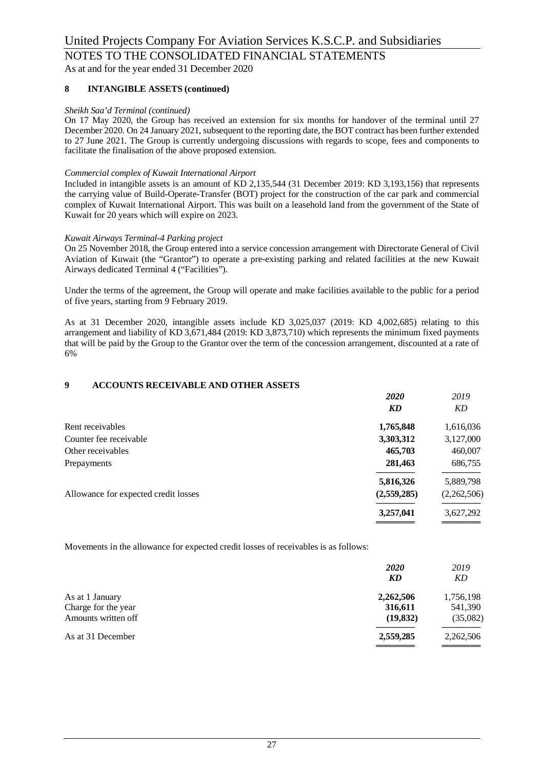### 8 INTANGIBLE ASSETS (continued)

*Sheikh Saa'd Terminal (continued)*

On 17 May 2020, the Group has received an extension for six months for handover of the terminal until 27 December 2020. On 24 January 2021, subsequent to the reporting date, the BOT contract has been further extended to 27 June 2021. The Group is currently undergoing discussions with regards to scope, fees and components to facilitate the finalisation of the above proposed extension.

*Commercial complex of Kuwait International Airport*

Included in intangible assets is an amount of KD 2,135,544 (31 December 2019: KD 3,193,156) that represents the carrying value of Build-Operate-Transfer (BOT) project for the construction of the car park and commercial complex of Kuwait International Airport. This was built on a leasehold land from the government of the State of Kuwait for 20 years which will expire on 2023.

*Kuwait Airways Terminal-4 Parking project*

On 25 November 2018, the Group entered into a service concession arrangement with Directorate General of Civil Aviation of Kuwait (the "Grantor") to operate a pre-existing parking and related facilities at the new Kuwait Airways dedicated Terminal 4 ("Facilities").

Under the terms of the agreement, the Group will operate and make facilities available to the public for a period of five years, starting from 9 February 2019.

As at 31 December 2020, intangible assets include KD 3,025,037 (2019: KD 4,002,685) relating to this arrangement and liability of KD 3,671,484 (2019: KD 3,873,710) which represents the minimum fixed payments that will be paid by the Group to the Grantor over the term of the concession arrangement, discounted at a rate of 6%

### 9 ACCOUNTS RECEIVABLE AND OTHER ASSETS

| | *2020* | *2019* |
|---|---|---|
| | *KD* | *KD* |
| Rent receivables | **1,765,848** | 1,616,036 |
| Counter fee receivable | **3,303,312** | 3,127,000 |
| Other receivables | **465,703** | 460,007 |
| Prepayments | **281,463** | 686,755 |
| | **5,816,326** | 5,889,798 |
| Allowance for expected credit losses | **(2,559,285)** | (2,262,506) |
| | **3,257,041** | 3,627,292 |

Movements in the allowance for expected credit losses of receivables is as follows:

| | *2020* | *2019* |
|---|---|---|
| | *KD* | *KD* |
| As at 1 January | **2,262,506** | 1,756,198 |
| Charge for the year | **316,611** | 541,390 |
| Amounts written off | **(19,832)** | (35,082) |
| As at 31 December | **2,559,285** | 2,262,506 |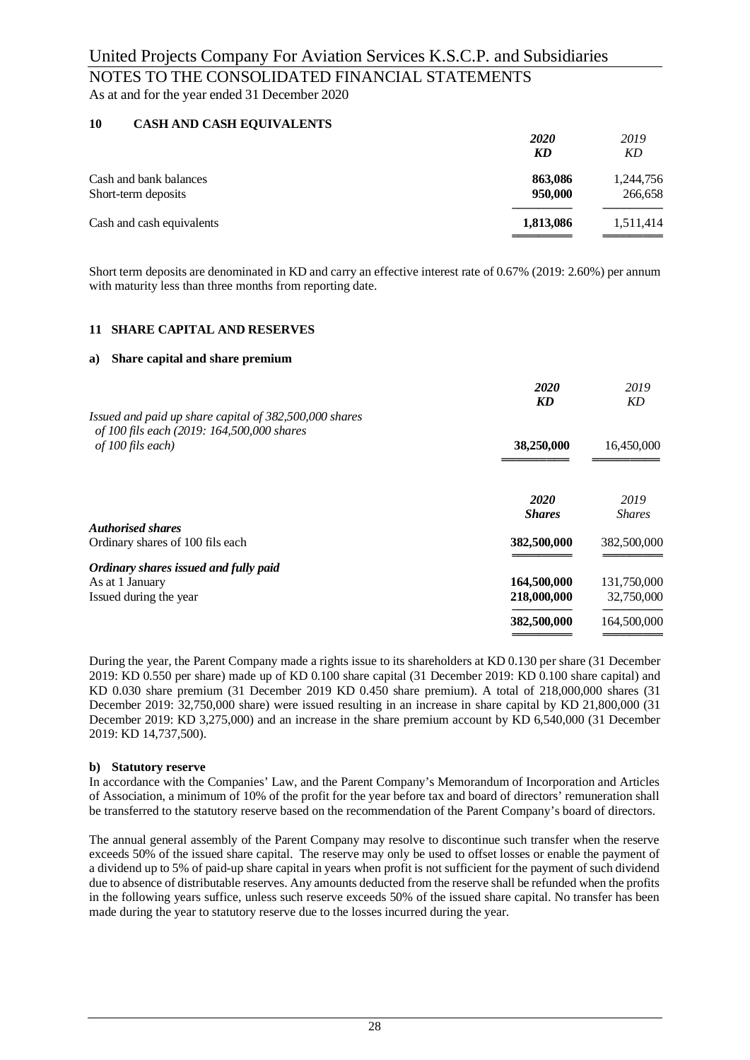## 10 CASH AND CASH EQUIVALENTS

| | ***2020*** | *2019* |
|---|---|---|
| | ***KD*** | *KD* |
| Cash and bank balances | **863,086** | 1,244,756 |
| Short-term deposits | **950,000** | 266,658 |
| Cash and cash equivalents | **1,813,086** | 1,511,414 |

Short term deposits are denominated in KD and carry an effective interest rate of 0.67% (2019: 2.60%) per annum with maturity less than three months from reporting date.

## 11 SHARE CAPITAL AND RESERVES

### a) Share capital and share premium

| | ***2020*** | *2019* |
|---|---|---|
| | ***KD*** | *KD* |
| *Issued and paid up share capital of 382,500,000 shares of 100 fils each (2019: 164,500,000 shares of 100 fils each)* | **38,250,000** | 16,450,000 |

| | ***2020*** | *2019* |
|---|---|---|
| | ***Shares*** | *Shares* |
| ***Authorised shares*** | | |
| Ordinary shares of 100 fils each | **382,500,000** | 382,500,000 |
| ***Ordinary shares issued and fully paid*** | | |
| As at 1 January | **164,500,000** | 131,750,000 |
| Issued during the year | **218,000,000** | 32,750,000 |
| | **382,500,000** | 164,500,000 |

During the year, the Parent Company made a rights issue to its shareholders at KD 0.130 per share (31 December 2019: KD 0.550 per share) made up of KD 0.100 share capital (31 December 2019: KD 0.100 share capital) and KD 0.030 share premium (31 December 2019 KD 0.450 share premium). A total of 218,000,000 shares (31 December 2019: 32,750,000 share) were issued resulting in an increase in share capital by KD 21,800,000 (31 December 2019: KD 3,275,000) and an increase in the share premium account by KD 6,540,000 (31 December 2019: KD 14,737,500).

### b) Statutory reserve

In accordance with the Companies' Law, and the Parent Company's Memorandum of Incorporation and Articles of Association, a minimum of 10% of the profit for the year before tax and board of directors' remuneration shall be transferred to the statutory reserve based on the recommendation of the Parent Company's board of directors.

The annual general assembly of the Parent Company may resolve to discontinue such transfer when the reserve exceeds 50% of the issued share capital. The reserve may only be used to offset losses or enable the payment of a dividend up to 5% of paid-up share capital in years when profit is not sufficient for the payment of such dividend due to absence of distributable reserves. Any amounts deducted from the reserve shall be refunded when the profits in the following years suffice, unless such reserve exceeds 50% of the issued share capital. No transfer has been made during the year to statutory reserve due to the losses incurred during the year.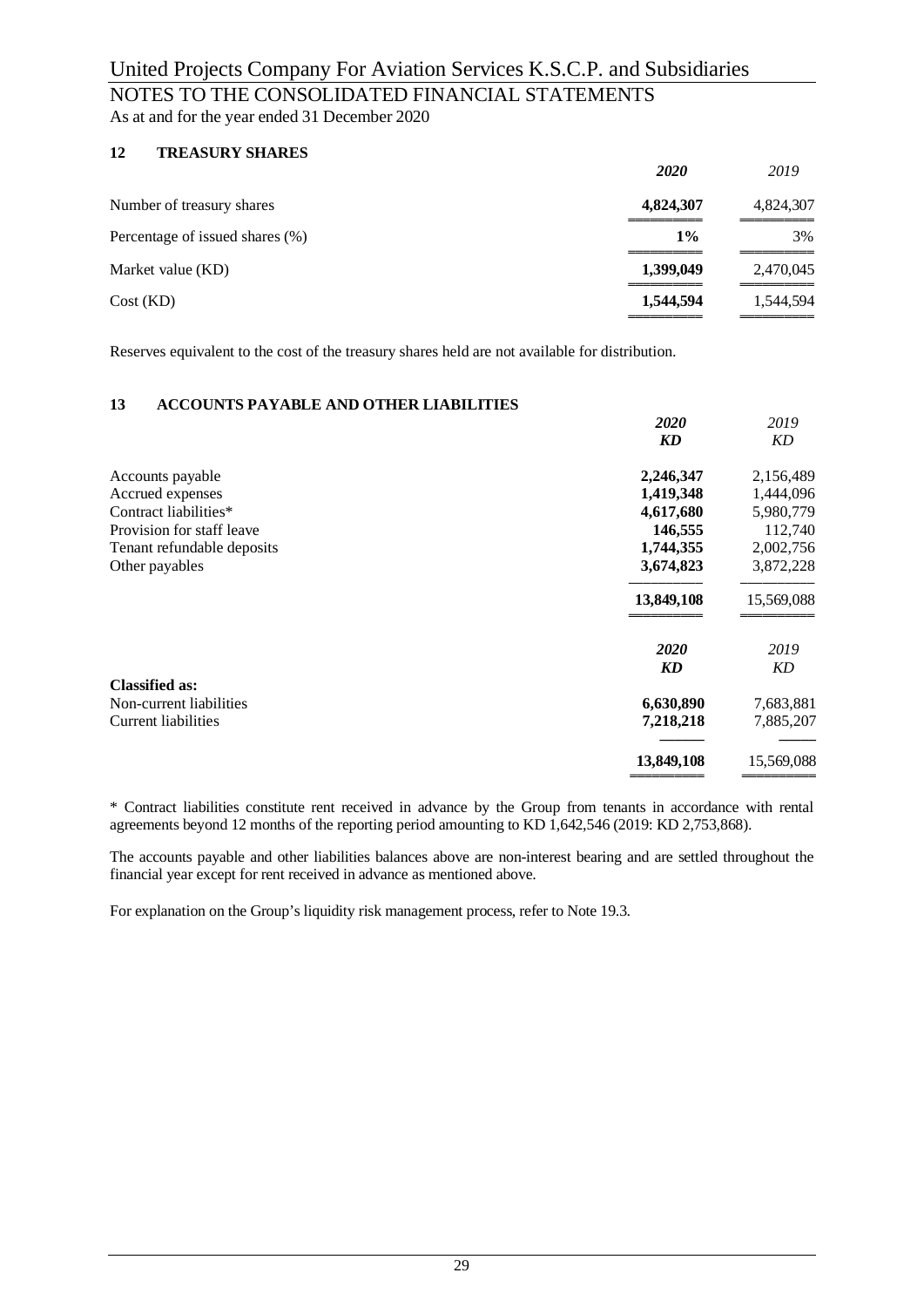## 12 TREASURY SHARES

| | *2020* | *2019* |
|---|---|---|
| Number of treasury shares | **4,824,307** | 4,824,307 |
| Percentage of issued shares (%) | **1%** | 3% |
| Market value (KD) | **1,399,049** | 2,470,045 |
| Cost (KD) | **1,544,594** | 1,544,594 |

Reserves equivalent to the cost of the treasury shares held are not available for distribution.

## 13 ACCOUNTS PAYABLE AND OTHER LIABILITIES

| | *2020* *KD* | *2019* *KD* |
|---|---|---|
| Accounts payable | **2,246,347** | 2,156,489 |
| Accrued expenses | **1,419,348** | 1,444,096 |
| Contract liabilities* | **4,617,680** | 5,980,779 |
| Provision for staff leave | **146,555** | 112,740 |
| Tenant refundable deposits | **1,744,355** | 2,002,756 |
| Other payables | **3,674,823** | 3,872,228 |
| | **13,849,108** | 15,569,088 |

| | *2020* *KD* | *2019* *KD* |
|---|---|---|
| **Classified as:** | | |
| Non-current liabilities | **6,630,890** | 7,683,881 |
| Current liabilities | **7,218,218** | 7,885,207 |
| | **13,849,108** | 15,569,088 |

* Contract liabilities constitute rent received in advance by the Group from tenants in accordance with rental agreements beyond 12 months of the reporting period amounting to KD 1,642,546 (2019: KD 2,753,868).

The accounts payable and other liabilities balances above are non-interest bearing and are settled throughout the financial year except for rent received in advance as mentioned above.

For explanation on the Group's liquidity risk management process, refer to Note 19.3.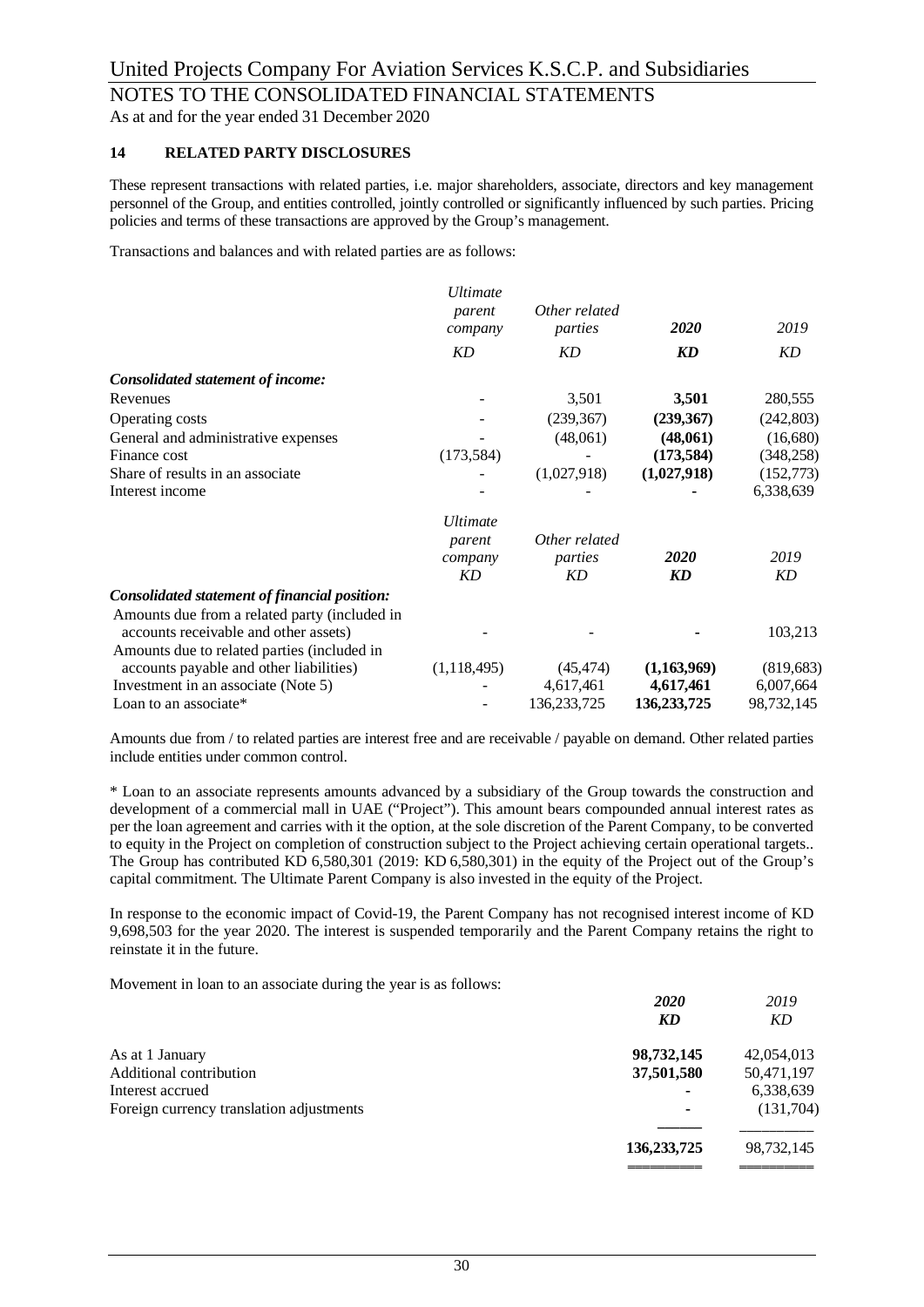United Projects Company For Aviation Services K.S.C.P. and Subsidiaries

NOTES TO THE CONSOLIDATED FINANCIAL STATEMENTS

As at and for the year ended 31 December 2020

## 14 RELATED PARTY DISCLOSURES

These represent transactions with related parties, i.e. major shareholders, associate, directors and key management personnel of the Group, and entities controlled, jointly controlled or significantly influenced by such parties. Pricing policies and terms of these transactions are approved by the Group's management.

Transactions and balances and with related parties are as follows:

| | *Ultimate parent company* | *Other related parties* | ***2020*** | *2019* |
|---|---|---|---|---|
| | *KD* | *KD* | ***KD*** | *KD* |
| ***Consolidated statement of income:*** | | | | |
| Revenues | - | 3,501 | **3,501** | 280,555 |
| Operating costs | - | (239,367) | **(239,367)** | (242,803) |
| General and administrative expenses | - | (48,061) | **(48,061)** | (16,680) |
| Finance cost | (173,584) | - | **(173,584)** | (348,258) |
| Share of results in an associate | - | (1,027,918) | **(1,027,918)** | (152,773) |
| Interest income | - | - | **-** | 6,338,639 |

| | *Ultimate parent company* | *Other related parties* | ***2020*** | *2019* |
|---|---|---|---|---|
| | *KD* | *KD* | ***KD*** | *KD* |
| ***Consolidated statement of financial position:*** | | | | |
| Amounts due from a related party (included in accounts receivable and other assets) | - | - | **-** | 103,213 |
| Amounts due to related parties (included in accounts payable and other liabilities) | (1,118,495) | (45,474) | **(1,163,969)** | (819,683) |
| Investment in an associate (Note 5) | - | 4,617,461 | **4,617,461** | 6,007,664 |
| Loan to an associate* | - | 136,233,725 | **136,233,725** | 98,732,145 |

Amounts due from / to related parties are interest free and are receivable / payable on demand. Other related parties include entities under common control.

* Loan to an associate represents amounts advanced by a subsidiary of the Group towards the construction and development of a commercial mall in UAE ("Project"). This amount bears compounded annual interest rates as per the loan agreement and carries with it the option, at the sole discretion of the Parent Company, to be converted to equity in the Project on completion of construction subject to the Project achieving certain operational targets.. The Group has contributed KD 6,580,301 (2019: KD 6,580,301) in the equity of the Project out of the Group's capital commitment. The Ultimate Parent Company is also invested in the equity of the Project.

In response to the economic impact of Covid-19, the Parent Company has not recognised interest income of KD 9,698,503 for the year 2020. The interest is suspended temporarily and the Parent Company retains the right to reinstate it in the future.

Movement in loan to an associate during the year is as follows:

| | ***2020*** | *2019* |
|---|---|---|
| | ***KD*** | *KD* |
| As at 1 January | **98,732,145** | 42,054,013 |
| Additional contribution | **37,501,580** | 50,471,197 |
| Interest accrued | **-** | 6,338,639 |
| Foreign currency translation adjustments | **-** | (131,704) |
| | **136,233,725** | 98,732,145 |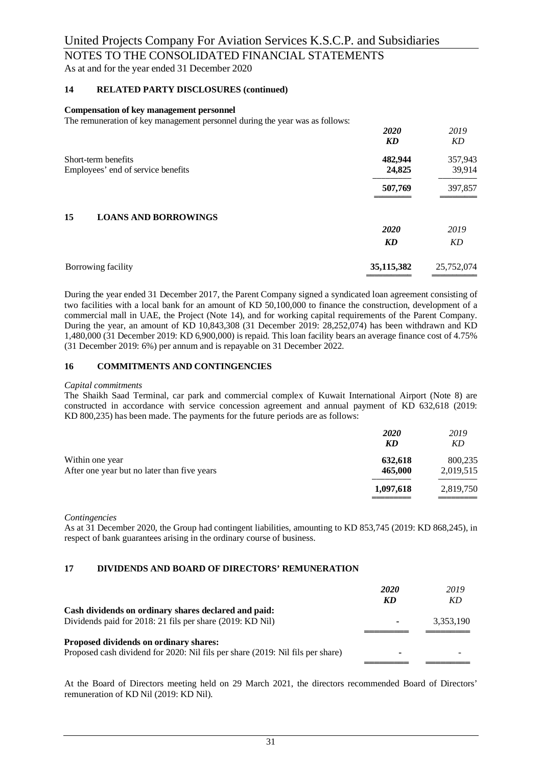## 14 RELATED PARTY DISCLOSURES (continued)

**Compensation of key management personnel**

The remuneration of key management personnel during the year was as follows:

| | ***2020*** | *2019* |
|---|---|---|
| | ***KD*** | *KD* |
| Short-term benefits | **482,944** | 357,943 |
| Employees' end of service benefits | **24,825** | 39,914 |
| | **507,769** | 397,857 |

## 15 LOANS AND BORROWINGS

| | ***2020*** | *2019* |
|---|---|---|
| | ***KD*** | *KD* |
| Borrowing facility | **35,115,382** | 25,752,074 |

During the year ended 31 December 2017, the Parent Company signed a syndicated loan agreement consisting of two facilities with a local bank for an amount of KD 50,100,000 to finance the construction, development of a commercial mall in UAE, the Project (Note 14), and for working capital requirements of the Parent Company. During the year, an amount of KD 10,843,308 (31 December 2019: 28,252,074) has been withdrawn and KD 1,480,000 (31 December 2019: KD 6,900,000) is repaid. This loan facility bears an average finance cost of 4.75% (31 December 2019: 6%) per annum and is repayable on 31 December 2022.

## 16 COMMITMENTS AND CONTINGENCIES

*Capital commitments*

The Shaikh Saad Terminal, car park and commercial complex of Kuwait International Airport (Note 8) are constructed in accordance with service concession agreement and annual payment of KD 632,618 (2019: KD 800,235) has been made. The payments for the future periods are as follows:

| | ***2020*** | *2019* |
|---|---|---|
| | ***KD*** | *KD* |
| Within one year | **632,618** | 800,235 |
| After one year but no later than five years | **465,000** | 2,019,515 |
| | **1,097,618** | 2,819,750 |

*Contingencies*

As at 31 December 2020, the Group had contingent liabilities, amounting to KD 853,745 (2019: KD 868,245), in respect of bank guarantees arising in the ordinary course of business.

## 17 DIVIDENDS AND BOARD OF DIRECTORS' REMUNERATION

| | ***2020*** | *2019* |
|---|---|---|
| | ***KD*** | *KD* |
| **Cash dividends on ordinary shares declared and paid:** | | |
| Dividends paid for 2018: 21 fils per share (2019: KD Nil) | **-** | 3,353,190 |
| **Proposed dividends on ordinary shares:** | | |
| Proposed cash dividend for 2020: Nil fils per share (2019: Nil fils per share) | **-** | - |

At the Board of Directors meeting held on 29 March 2021, the directors recommended Board of Directors' remuneration of KD Nil (2019: KD Nil).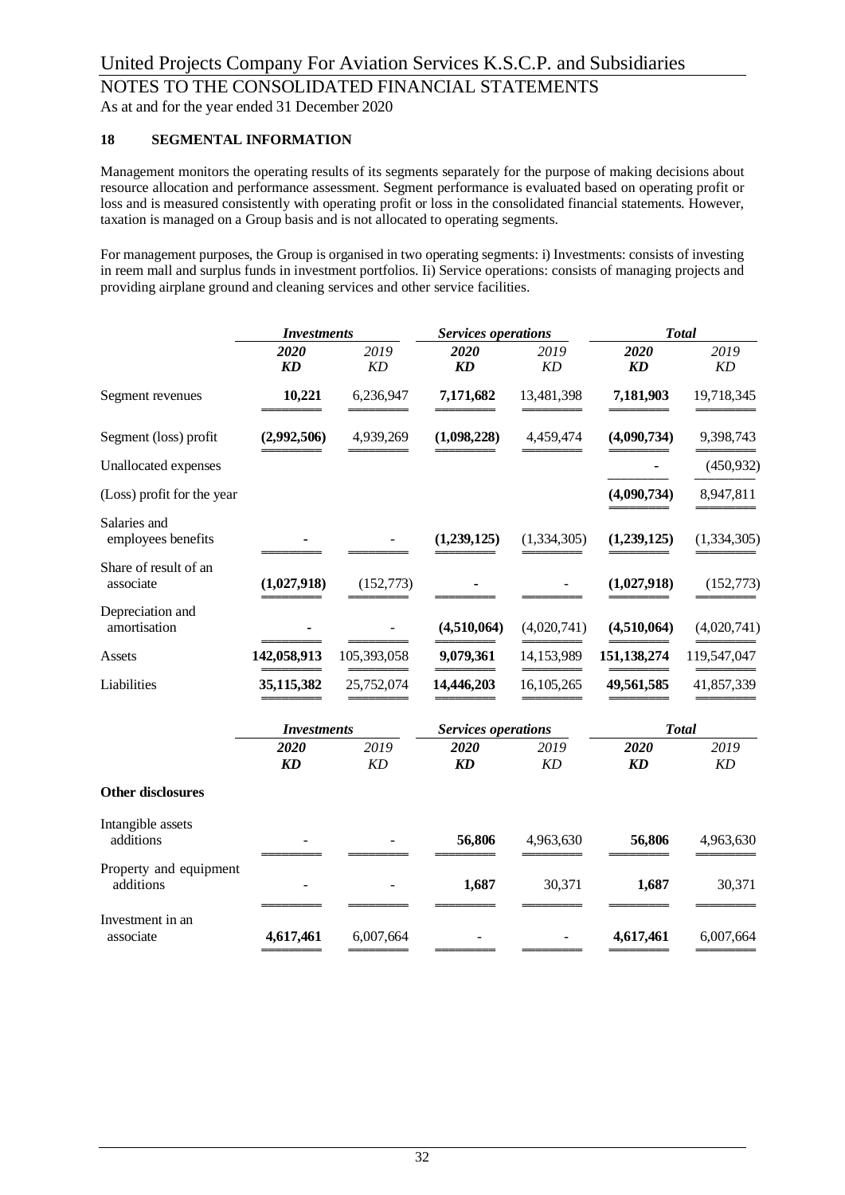## 18 SEGMENTAL INFORMATION

Management monitors the operating results of its segments separately for the purpose of making decisions about resource allocation and performance assessment. Segment performance is evaluated based on operating profit or loss and is measured consistently with operating profit or loss in the consolidated financial statements. However, taxation is managed on a Group basis and is not allocated to operating segments.

For management purposes, the Group is organised in two operating segments: i) Investments: consists of investing in reem mall and surplus funds in investment portfolios. Ii) Service operations: consists of managing projects and providing airplane ground and cleaning services and other service facilities.

| | *Investments* | | *Services operations* | | *Total* | |
|---|---|---|---|---|---|---|
| | ***2020*** | *2019* | ***2020*** | *2019* | ***2020*** | *2019* |
| | ***KD*** | *KD* | ***KD*** | *KD* | ***KD*** | *KD* |
| Segment revenues | **10,221** | 6,236,947 | **7,171,682** | 13,481,398 | **7,181,903** | 19,718,345 |
| Segment (loss) profit | **(2,992,506)** | 4,939,269 | **(1,098,228)** | 4,459,474 | **(4,090,734)** | 9,398,743 |
| Unallocated expenses | | | | | **-** | (450,932) |
| (Loss) profit for the year | | | | | **(4,090,734)** | 8,947,811 |
| Salaries and employees benefits | **-** | - | **(1,239,125)** | (1,334,305) | **(1,239,125)** | (1,334,305) |
| Share of result of an associate | **(1,027,918)** | (152,773) | **-** | - | **(1,027,918)** | (152,773) |
| Depreciation and amortisation | **-** | - | **(4,510,064)** | (4,020,741) | **(4,510,064)** | (4,020,741) |
| Assets | **142,058,913** | 105,393,058 | **9,079,361** | 14,153,989 | **151,138,274** | 119,547,047 |
| Liabilities | **35,115,382** | 25,752,074 | **14,446,203** | 16,105,265 | **49,561,585** | 41,857,339 |

| | *Investments* | | *Services operations* | | *Total* | |
|---|---|---|---|---|---|---|
| | ***2020*** | *2019* | ***2020*** | *2019* | ***2020*** | *2019* |
| | ***KD*** | *KD* | ***KD*** | *KD* | ***KD*** | *KD* |
| **Other disclosures** | | | | | | |
| Intangible assets additions | **-** | - | **56,806** | 4,963,630 | **56,806** | 4,963,630 |
| Property and equipment additions | - | - | **1,687** | 30,371 | **1,687** | 30,371 |
| Investment in an associate | **4,617,461** | 6,007,664 | **-** | - | **4,617,461** | 6,007,664 |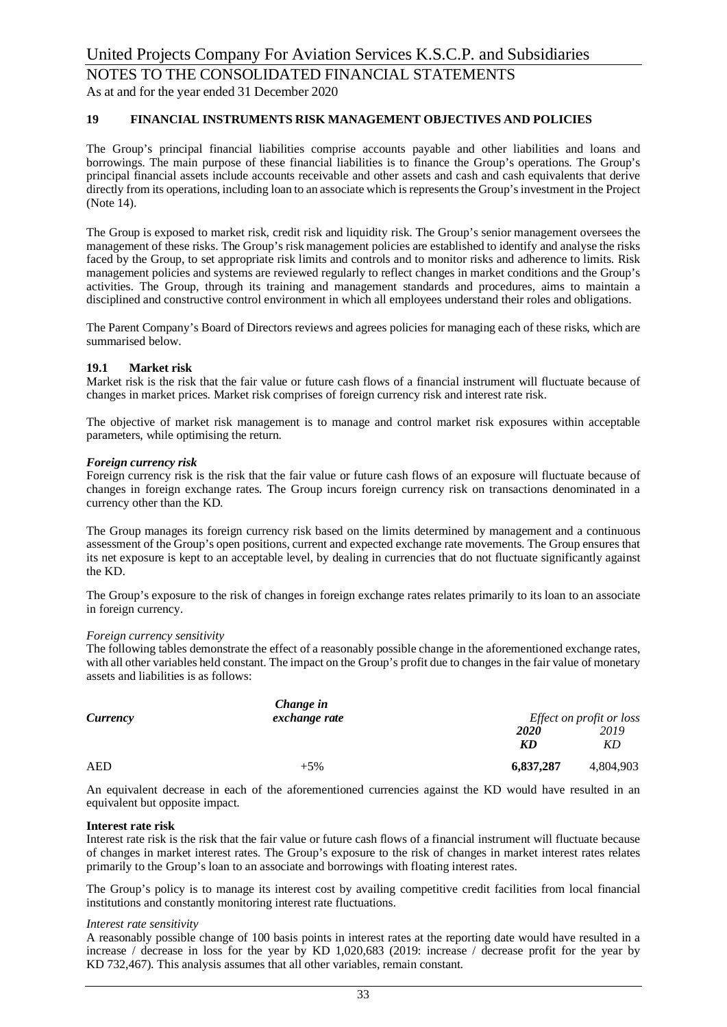## 19 FINANCIAL INSTRUMENTS RISK MANAGEMENT OBJECTIVES AND POLICIES

The Group's principal financial liabilities comprise accounts payable and other liabilities and loans and borrowings. The main purpose of these financial liabilities is to finance the Group's operations. The Group's principal financial assets include accounts receivable and other assets and cash and cash equivalents that derive directly from its operations, including loan to an associate which is represents the Group's investment in the Project (Note 14).

The Group is exposed to market risk, credit risk and liquidity risk. The Group's senior management oversees the management of these risks. The Group's risk management policies are established to identify and analyse the risks faced by the Group, to set appropriate risk limits and controls and to monitor risks and adherence to limits. Risk management policies and systems are reviewed regularly to reflect changes in market conditions and the Group's activities. The Group, through its training and management standards and procedures, aims to maintain a disciplined and constructive control environment in which all employees understand their roles and obligations.

The Parent Company's Board of Directors reviews and agrees policies for managing each of these risks, which are summarised below.

### 19.1 Market risk

Market risk is the risk that the fair value or future cash flows of a financial instrument will fluctuate because of changes in market prices. Market risk comprises of foreign currency risk and interest rate risk.

The objective of market risk management is to manage and control market risk exposures within acceptable parameters, while optimising the return.

***Foreign currency risk***

Foreign currency risk is the risk that the fair value or future cash flows of an exposure will fluctuate because of changes in foreign exchange rates. The Group incurs foreign currency risk on transactions denominated in a currency other than the KD.

The Group manages its foreign currency risk based on the limits determined by management and a continuous assessment of the Group's open positions, current and expected exchange rate movements. The Group ensures that its net exposure is kept to an acceptable level, by dealing in currencies that do not fluctuate significantly against the KD.

The Group's exposure to the risk of changes in foreign exchange rates relates primarily to its loan to an associate in foreign currency.

*Foreign currency sensitivity*

The following tables demonstrate the effect of a reasonably possible change in the aforementioned exchange rates, with all other variables held constant. The impact on the Group's profit due to changes in the fair value of monetary assets and liabilities is as follows:

| ***Currency*** | ***Change in exchange rate*** | *Effect on profit or loss* | |
|---|---|---|---|
| | | ***2020*** | *2019* |
| | | ***KD*** | *KD* |
| AED | +5% | **6,837,287** | 4,804,903 |

An equivalent decrease in each of the aforementioned currencies against the KD would have resulted in an equivalent but opposite impact.

**Interest rate risk**

Interest rate risk is the risk that the fair value or future cash flows of a financial instrument will fluctuate because of changes in market interest rates. The Group's exposure to the risk of changes in market interest rates relates primarily to the Group's loan to an associate and borrowings with floating interest rates.

The Group's policy is to manage its interest cost by availing competitive credit facilities from local financial institutions and constantly monitoring interest rate fluctuations.

*Interest rate sensitivity*

A reasonably possible change of 100 basis points in interest rates at the reporting date would have resulted in a increase / decrease in loss for the year by KD 1,020,683 (2019: increase / decrease profit for the year by KD 732,467). This analysis assumes that all other variables, remain constant.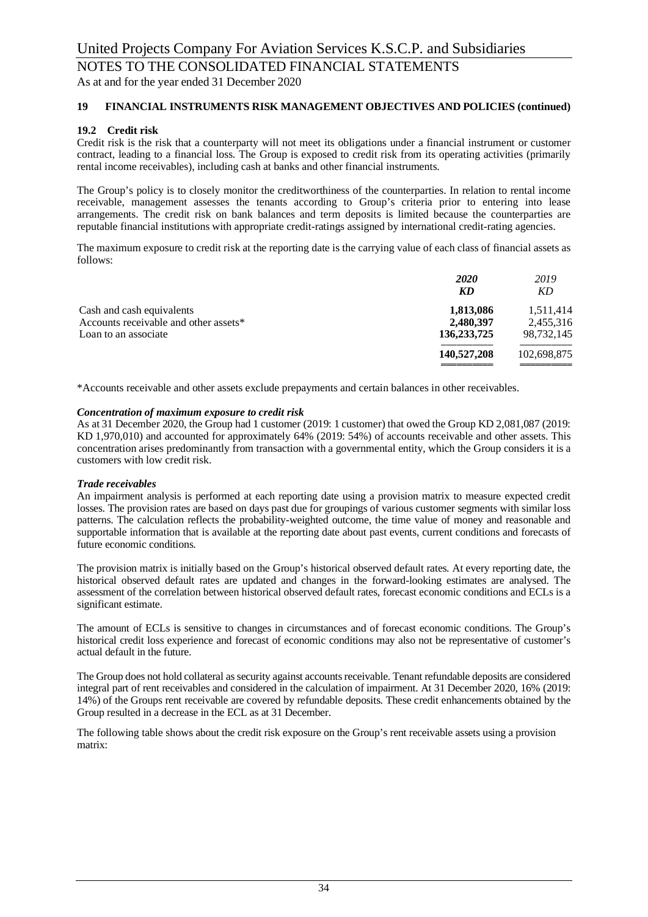## 19 FINANCIAL INSTRUMENTS RISK MANAGEMENT OBJECTIVES AND POLICIES (continued)

### 19.2 Credit risk

Credit risk is the risk that a counterparty will not meet its obligations under a financial instrument or customer contract, leading to a financial loss. The Group is exposed to credit risk from its operating activities (primarily rental income receivables), including cash at banks and other financial instruments.

The Group's policy is to closely monitor the creditworthiness of the counterparties. In relation to rental income receivable, management assesses the tenants according to Group's criteria prior to entering into lease arrangements. The credit risk on bank balances and term deposits is limited because the counterparties are reputable financial institutions with appropriate credit-ratings assigned by international credit-rating agencies.

The maximum exposure to credit risk at the reporting date is the carrying value of each class of financial assets as follows:

| | ***2020*** | *2019* |
|---|---|---|
| | ***KD*** | *KD* |
| Cash and cash equivalents | **1,813,086** | 1,511,414 |
| Accounts receivable and other assets* | **2,480,397** | 2,455,316 |
| Loan to an associate | **136,233,725** | 98,732,145 |
| | **140,527,208** | 102,698,875 |

*Accounts receivable and other assets exclude prepayments and certain balances in other receivables.

***Concentration of maximum exposure to credit risk***

As at 31 December 2020, the Group had 1 customer (2019: 1 customer) that owed the Group KD 2,081,087 (2019: KD 1,970,010) and accounted for approximately 64% (2019: 54%) of accounts receivable and other assets. This concentration arises predominantly from transaction with a governmental entity, which the Group considers it is a customers with low credit risk.

***Trade receivables***

An impairment analysis is performed at each reporting date using a provision matrix to measure expected credit losses. The provision rates are based on days past due for groupings of various customer segments with similar loss patterns. The calculation reflects the probability-weighted outcome, the time value of money and reasonable and supportable information that is available at the reporting date about past events, current conditions and forecasts of future economic conditions.

The provision matrix is initially based on the Group's historical observed default rates. At every reporting date, the historical observed default rates are updated and changes in the forward-looking estimates are analysed. The assessment of the correlation between historical observed default rates, forecast economic conditions and ECLs is a significant estimate.

The amount of ECLs is sensitive to changes in circumstances and of forecast economic conditions. The Group's historical credit loss experience and forecast of economic conditions may also not be representative of customer's actual default in the future.

The Group does not hold collateral as security against accounts receivable. Tenant refundable deposits are considered integral part of rent receivables and considered in the calculation of impairment. At 31 December 2020, 16% (2019: 14%) of the Groups rent receivable are covered by refundable deposits. These credit enhancements obtained by the Group resulted in a decrease in the ECL as at 31 December.

The following table shows about the credit risk exposure on the Group's rent receivable assets using a provision matrix: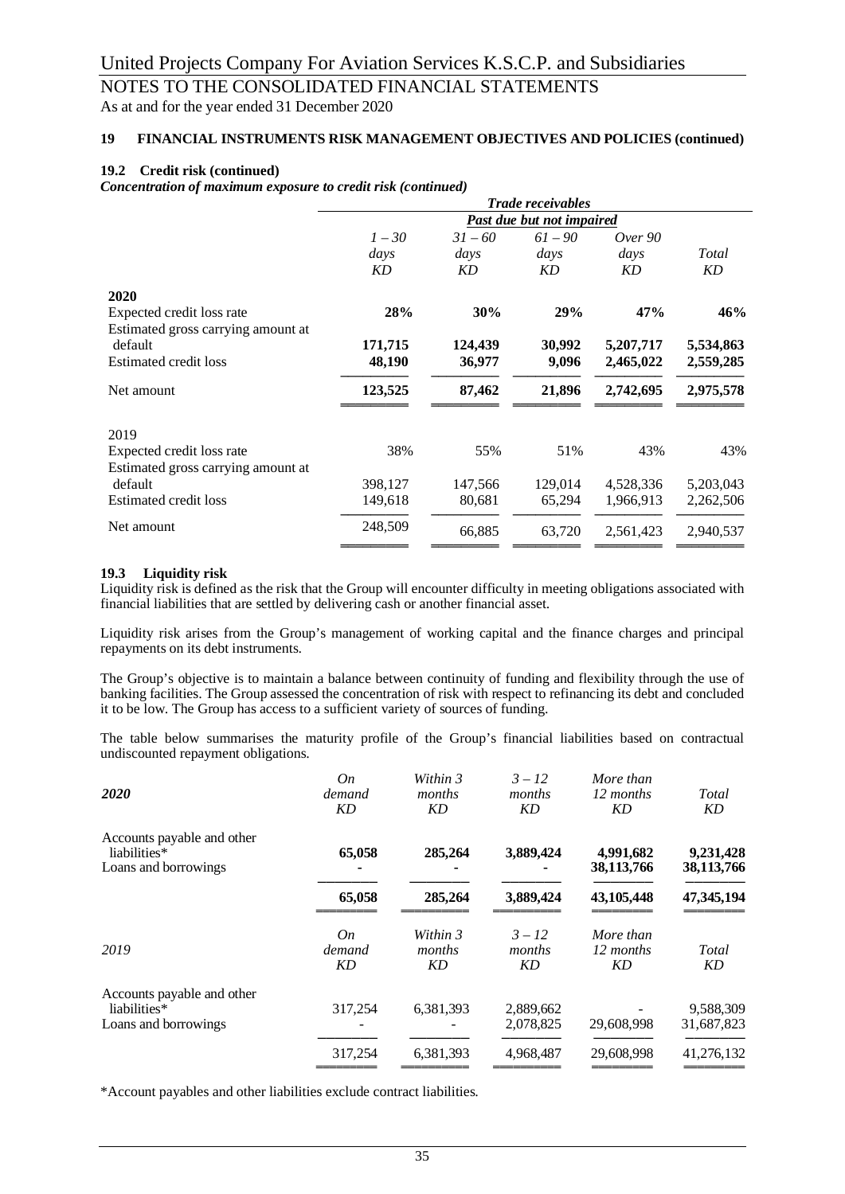## 19 FINANCIAL INSTRUMENTS RISK MANAGEMENT OBJECTIVES AND POLICIES (continued)

### 19.2 Credit risk (continued)

***Concentration of maximum exposure to credit risk (continued)***

| | *Trade receivables* | | | | |
|---|---|---|---|---|---|
| | *Past due but not impaired* | | | | |
| | *1 – 30 days KD* | *31 – 60 days KD* | *61 – 90 days KD* | *Over 90 days KD* | *Total KD* |
| **2020** | | | | | |
| Expected credit loss rate | **28%** | **30%** | **29%** | **47%** | **46%** |
| Estimated gross carrying amount at default | **171,715** | **124,439** | **30,992** | **5,207,717** | **5,534,863** |
| Estimated credit loss | **48,190** | **36,977** | **9,096** | **2,465,022** | **2,559,285** |
| Net amount | **123,525** | **87,462** | **21,896** | **2,742,695** | **2,975,578** |
| 2019 | | | | | |
| Expected credit loss rate | 38% | 55% | 51% | 43% | 43% |
| Estimated gross carrying amount at default | 398,127 | 147,566 | 129,014 | 4,528,336 | 5,203,043 |
| Estimated credit loss | 149,618 | 80,681 | 65,294 | 1,966,913 | 2,262,506 |
| Net amount | 248,509 | 66,885 | 63,720 | 2,561,423 | 2,940,537 |

### 19.3 Liquidity risk

Liquidity risk is defined as the risk that the Group will encounter difficulty in meeting obligations associated with financial liabilities that are settled by delivering cash or another financial asset.

Liquidity risk arises from the Group's management of working capital and the finance charges and principal repayments on its debt instruments.

The Group's objective is to maintain a balance between continuity of funding and flexibility through the use of banking facilities. The Group assessed the concentration of risk with respect to refinancing its debt and concluded it to be low. The Group has access to a sufficient variety of sources of funding.

The table below summarises the maturity profile of the Group's financial liabilities based on contractual undiscounted repayment obligations.

| ***2020*** | *On demand KD* | *Within 3 months KD* | *3 – 12 months KD* | *More than 12 months KD* | *Total KD* |
|---|---|---|---|---|---|
| Accounts payable and other liabilities* | **65,058** | **285,264** | **3,889,424** | **4,991,682** | **9,231,428** |
| Loans and borrowings | **-** | **-** | **-** | **38,113,766** | **38,113,766** |
| | **65,058** | **285,264** | **3,889,424** | **43,105,448** | **47,345,194** |

| *2019* | *On demand KD* | *Within 3 months KD* | *3 – 12 months KD* | *More than 12 months KD* | *Total KD* |
|---|---|---|---|---|---|
| Accounts payable and other liabilities* | 317,254 | 6,381,393 | 2,889,662 | - | 9,588,309 |
| Loans and borrowings | - | - | 2,078,825 | 29,608,998 | 31,687,823 |
| | 317,254 | 6,381,393 | 4,968,487 | 29,608,998 | 41,276,132 |

*Account payables and other liabilities exclude contract liabilities.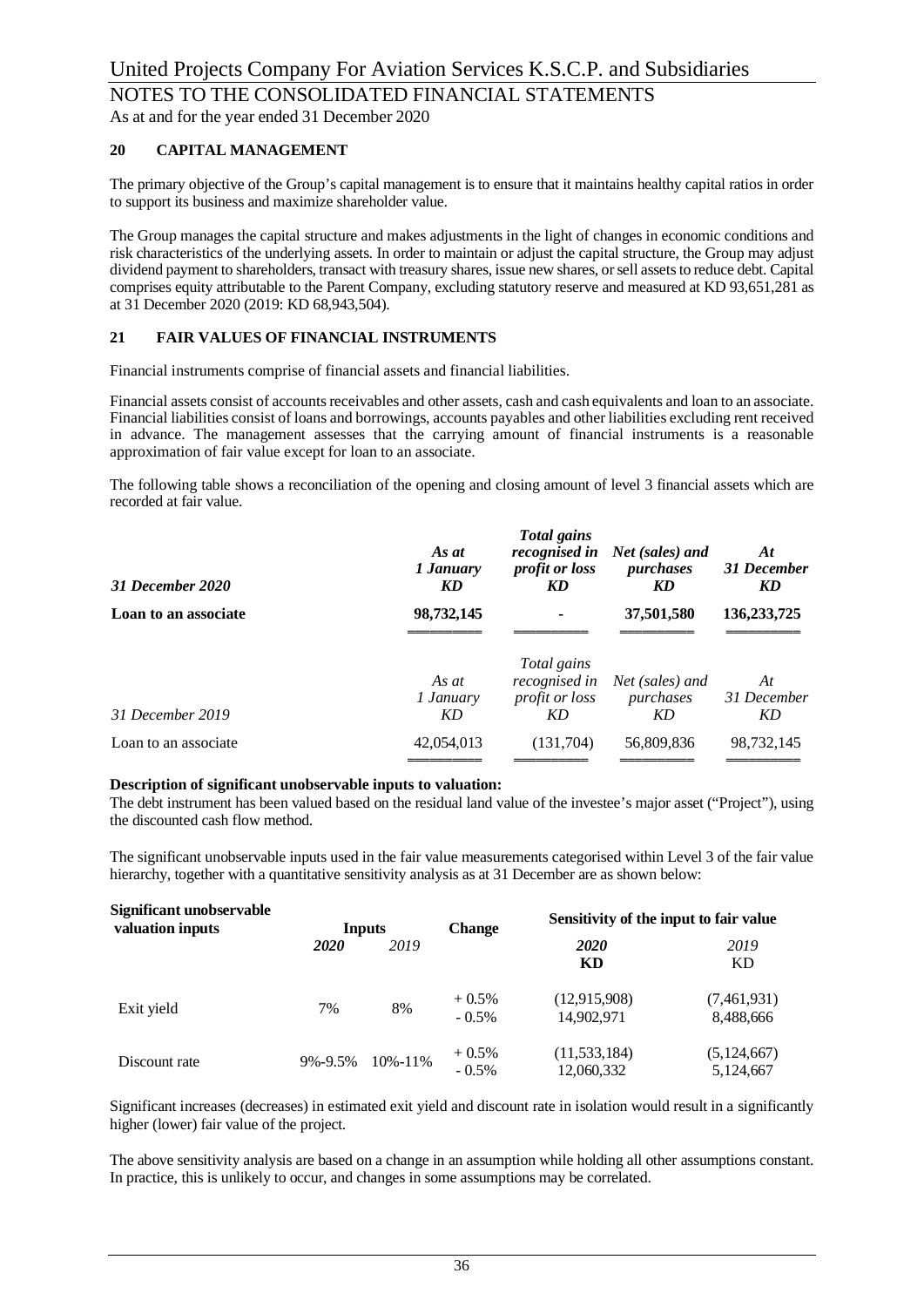# United Projects Company For Aviation Services K.S.C.P. and Subsidiaries

## NOTES TO THE CONSOLIDATED FINANCIAL STATEMENTS

As at and for the year ended 31 December 2020

### 20 CAPITAL MANAGEMENT

The primary objective of the Group's capital management is to ensure that it maintains healthy capital ratios in order to support its business and maximize shareholder value.

The Group manages the capital structure and makes adjustments in the light of changes in economic conditions and risk characteristics of the underlying assets. In order to maintain or adjust the capital structure, the Group may adjust dividend payment to shareholders, transact with treasury shares, issue new shares, or sell assets to reduce debt. Capital comprises equity attributable to the Parent Company, excluding statutory reserve and measured at KD 93,651,281 as at 31 December 2020 (2019: KD 68,943,504).

### 21 FAIR VALUES OF FINANCIAL INSTRUMENTS

Financial instruments comprise of financial assets and financial liabilities.

Financial assets consist of accounts receivables and other assets, cash and cash equivalents and loan to an associate. Financial liabilities consist of loans and borrowings, accounts payables and other liabilities excluding rent received in advance. The management assesses that the carrying amount of financial instruments is a reasonable approximation of fair value except for loan to an associate.

The following table shows a reconciliation of the opening and closing amount of level 3 financial assets which are recorded at fair value.

| ***31 December 2020*** | ***As at 1 January KD*** | ***Total gains recognised in profit or loss KD*** | ***Net (sales) and purchases KD*** | ***At 31 December KD*** |
|---|---|---|---|---|
| **Loan to an associate** | **98,732,145** | **-** | **37,501,580** | **136,233,725** |

| *31 December 2019* | *As at 1 January KD* | *Total gains recognised in profit or loss KD* | *Net (sales) and purchases KD* | *At 31 December KD* |
|---|---|---|---|---|
| Loan to an associate | 42,054,013 | (131,704) | 56,809,836 | 98,732,145 |

**Description of significant unobservable inputs to valuation:**

The debt instrument has been valued based on the residual land value of the investee's major asset ("Project"), using the discounted cash flow method.

The significant unobservable inputs used in the fair value measurements categorised within Level 3 of the fair value hierarchy, together with a quantitative sensitivity analysis as at 31 December are as shown below:

| **Significant unobservable valuation inputs** | **Inputs** | | **Change** | **Sensitivity of the input to fair value** | |
|---|---|---|---|---|---|
| | ***2020*** | *2019* | | ***2020* KD** | *2019* KD |
| Exit yield | 7% | 8% | + 0.5% | (12,915,908) | (7,461,931) |
| | | | - 0.5% | 14,902,971 | 8,488,666 |
| Discount rate | 9%-9.5% | 10%-11% | + 0.5% | (11,533,184) | (5,124,667) |
| | | | - 0.5% | 12,060,332 | 5,124,667 |

Significant increases (decreases) in estimated exit yield and discount rate in isolation would result in a significantly higher (lower) fair value of the project.

The above sensitivity analysis are based on a change in an assumption while holding all other assumptions constant. In practice, this is unlikely to occur, and changes in some assumptions may be correlated.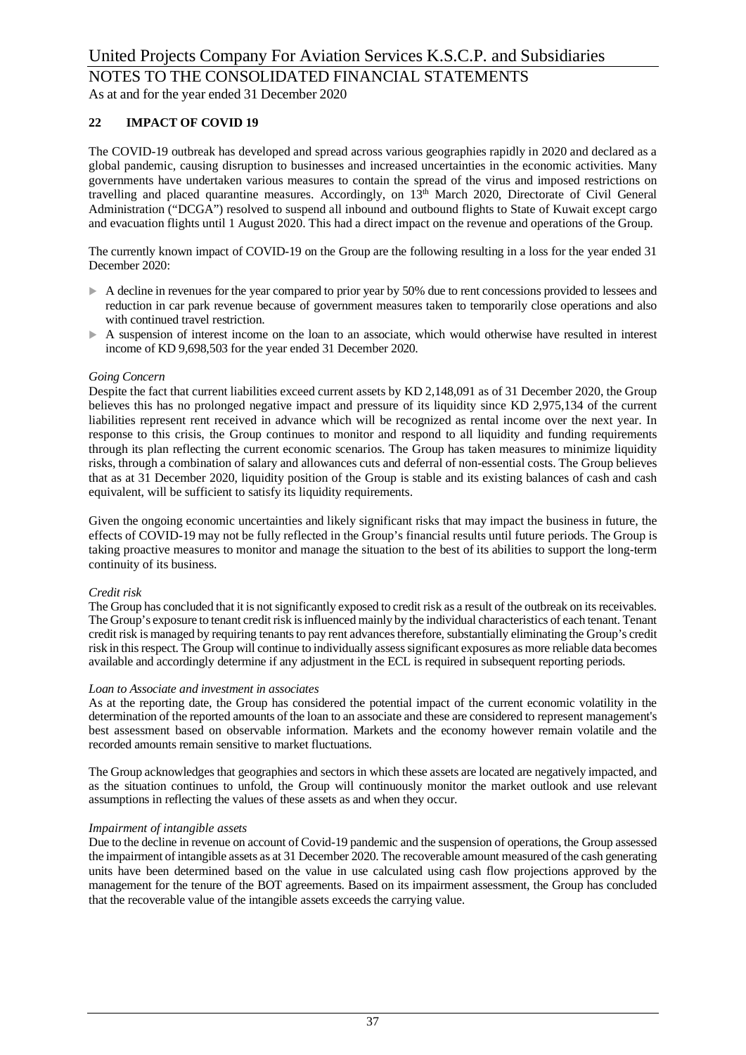## 22 IMPACT OF COVID 19

The COVID-19 outbreak has developed and spread across various geographies rapidly in 2020 and declared as a global pandemic, causing disruption to businesses and increased uncertainties in the economic activities. Many governments have undertaken various measures to contain the spread of the virus and imposed restrictions on travelling and placed quarantine measures. Accordingly, on 13th March 2020, Directorate of Civil General Administration ("DCGA") resolved to suspend all inbound and outbound flights to State of Kuwait except cargo and evacuation flights until 1 August 2020. This had a direct impact on the revenue and operations of the Group.

The currently known impact of COVID-19 on the Group are the following resulting in a loss for the year ended 31 December 2020:

- A decline in revenues for the year compared to prior year by 50% due to rent concessions provided to lessees and reduction in car park revenue because of government measures taken to temporarily close operations and also with continued travel restriction.
- A suspension of interest income on the loan to an associate, which would otherwise have resulted in interest income of KD 9,698,503 for the year ended 31 December 2020.

*Going Concern*

Despite the fact that current liabilities exceed current assets by KD 2,148,091 as of 31 December 2020, the Group believes this has no prolonged negative impact and pressure of its liquidity since KD 2,975,134 of the current liabilities represent rent received in advance which will be recognized as rental income over the next year. In response to this crisis, the Group continues to monitor and respond to all liquidity and funding requirements through its plan reflecting the current economic scenarios. The Group has taken measures to minimize liquidity risks, through a combination of salary and allowances cuts and deferral of non-essential costs. The Group believes that as at 31 December 2020, liquidity position of the Group is stable and its existing balances of cash and cash equivalent, will be sufficient to satisfy its liquidity requirements.

Given the ongoing economic uncertainties and likely significant risks that may impact the business in future, the effects of COVID-19 may not be fully reflected in the Group's financial results until future periods. The Group is taking proactive measures to monitor and manage the situation to the best of its abilities to support the long-term continuity of its business.

*Credit risk*

The Group has concluded that it is not significantly exposed to credit risk as a result of the outbreak on its receivables. The Group's exposure to tenant credit risk is influenced mainly by the individual characteristics of each tenant. Tenant credit risk is managed by requiring tenants to pay rent advances therefore, substantially eliminating the Group's credit risk in this respect. The Group will continue to individually assess significant exposures as more reliable data becomes available and accordingly determine if any adjustment in the ECL is required in subsequent reporting periods.

*Loan to Associate and investment in associates*

As at the reporting date, the Group has considered the potential impact of the current economic volatility in the determination of the reported amounts of the loan to an associate and these are considered to represent management's best assessment based on observable information. Markets and the economy however remain volatile and the recorded amounts remain sensitive to market fluctuations.

The Group acknowledges that geographies and sectors in which these assets are located are negatively impacted, and as the situation continues to unfold, the Group will continuously monitor the market outlook and use relevant assumptions in reflecting the values of these assets as and when they occur.

*Impairment of intangible assets*

Due to the decline in revenue on account of Covid-19 pandemic and the suspension of operations, the Group assessed the impairment of intangible assets as at 31 December 2020. The recoverable amount measured of the cash generating units have been determined based on the value in use calculated using cash flow projections approved by the management for the tenure of the BOT agreements. Based on its impairment assessment, the Group has concluded that the recoverable value of the intangible assets exceeds the carrying value.